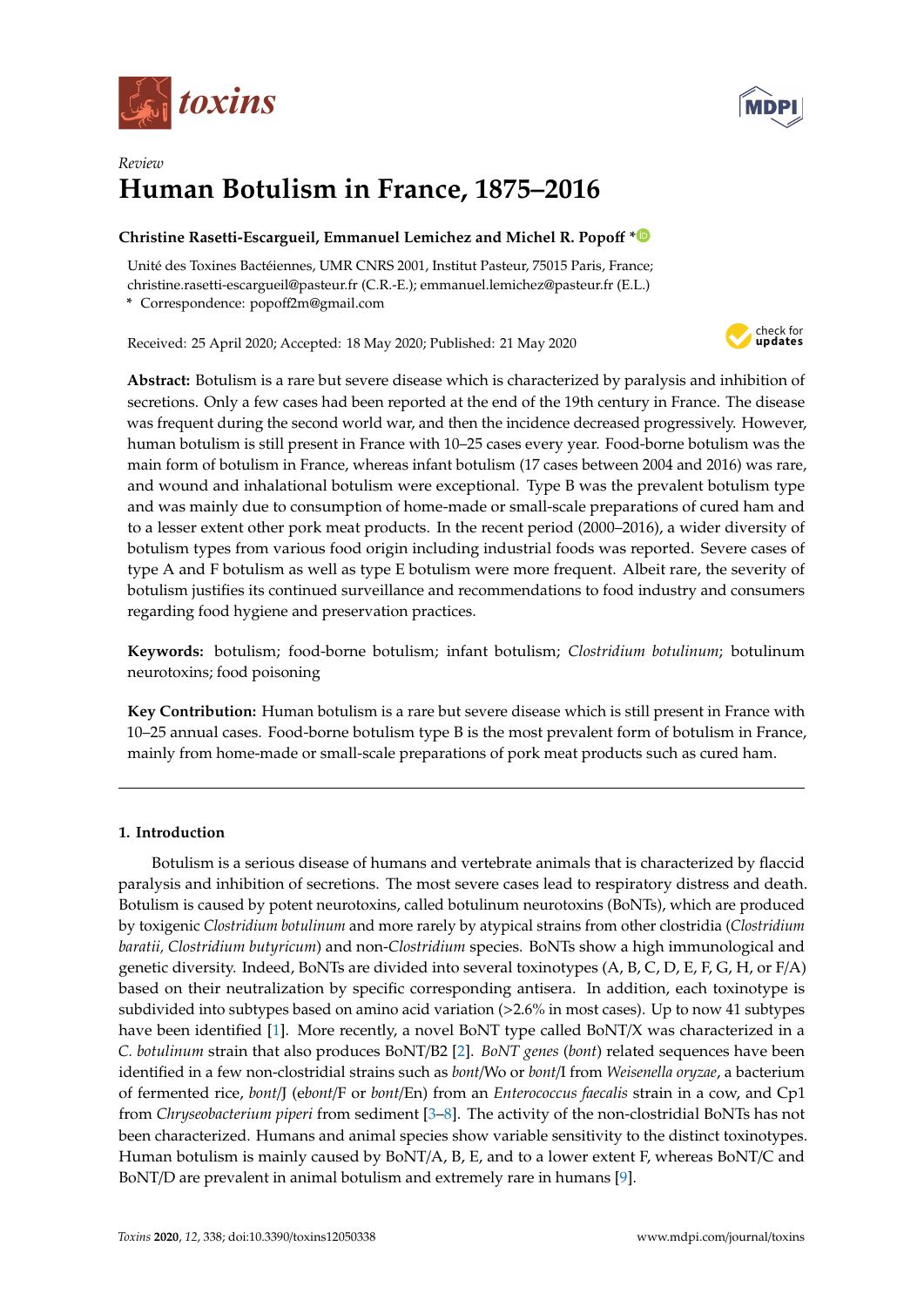*Review*

# Human Botulism in France, 1875–2016

**Christine Rasetti-Escargueil, Emmanuel Lemichez and Michel R. Popoff ***

Unité des Toxines Bactéiennes, UMR CNRS 2001, Institut Pasteur, 75015 Paris, France; christine.rasetti-escargueil@pasteur.fr (C.R.-E.); emmanuel.lemichez@pasteur.fr (E.L.)

* Correspondence: popoff2m@gmail.com

Received: 25 April 2020; Accepted: 18 May 2020; Published: 21 May 2020

**Abstract:** Botulism is a rare but severe disease which is characterized by paralysis and inhibition of secretions. Only a few cases had been reported at the end of the 19th century in France. The disease was frequent during the second world war, and then the incidence decreased progressively. However, human botulism is still present in France with 10–25 cases every year. Food-borne botulism was the main form of botulism in France, whereas infant botulism (17 cases between 2004 and 2016) was rare, and wound and inhalational botulism were exceptional. Type B was the prevalent botulism type and was mainly due to consumption of home-made or small-scale preparations of cured ham and to a lesser extent other pork meat products. In the recent period (2000–2016), a wider diversity of botulism types from various food origin including industrial foods was reported. Severe cases of type A and F botulism as well as type E botulism were more frequent. Albeit rare, the severity of botulism justifies its continued surveillance and recommendations to food industry and consumers regarding food hygiene and preservation practices.

**Keywords:** botulism; food-borne botulism; infant botulism; *Clostridium botulinum*; botulinum neurotoxins; food poisoning

**Key Contribution:** Human botulism is a rare but severe disease which is still present in France with 10–25 annual cases. Food-borne botulism type B is the most prevalent form of botulism in France, mainly from home-made or small-scale preparations of pork meat products such as cured ham.

## 1. Introduction

Botulism is a serious disease of humans and vertebrate animals that is characterized by flaccid paralysis and inhibition of secretions. The most severe cases lead to respiratory distress and death. Botulism is caused by potent neurotoxins, called botulinum neurotoxins (BoNTs), which are produced by toxigenic *Clostridium botulinum* and more rarely by atypical strains from other clostridia (*Clostridium baratii, Clostridium butyricum*) and non-*Clostridium* species. BoNTs show a high immunological and genetic diversity. Indeed, BoNTs are divided into several toxinotypes (A, B, C, D, E, F, G, H, or F/A) based on their neutralization by specific corresponding antisera. In addition, each toxinotype is subdivided into subtypes based on amino acid variation (>2.6% in most cases). Up to now 41 subtypes have been identified [1]. More recently, a novel BoNT type called BoNT/X was characterized in a *C. botulinum* strain that also produces BoNT/B2 [2]. *BoNT genes* (*bont*) related sequences have been identified in a few non-clostridial strains such as *bont*/Wo or *bont*/I from *Weisenella oryzae*, a bacterium of fermented rice, *bont*/J (*ebont*/F or *bont*/En) from an *Enterococcus faecalis* strain in a cow, and Cp1 from *Chryseobacterium piperi* from sediment [3–8]. The activity of the non-clostridial BoNTs has not been characterized. Humans and animal species show variable sensitivity to the distinct toxinotypes. Human botulism is mainly caused by BoNT/A, B, E, and to a lower extent F, whereas BoNT/C and BoNT/D are prevalent in animal botulism and extremely rare in humans [9].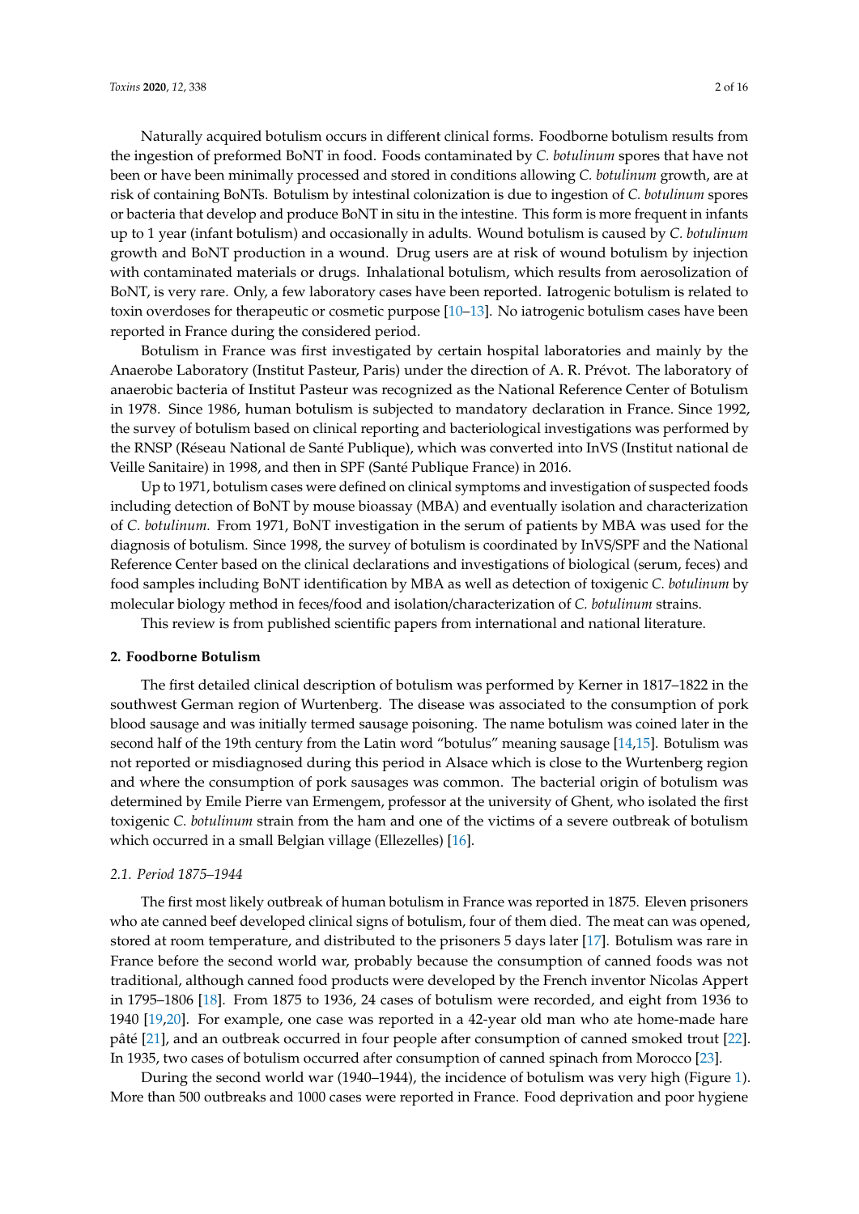Naturally acquired botulism occurs in different clinical forms. Foodborne botulism results from the ingestion of preformed BoNT in food. Foods contaminated by *C. botulinum* spores that have not been or have been minimally processed and stored in conditions allowing *C. botulinum* growth, are at risk of containing BoNTs. Botulism by intestinal colonization is due to ingestion of *C. botulinum* spores or bacteria that develop and produce BoNT in situ in the intestine. This form is more frequent in infants up to 1 year (infant botulism) and occasionally in adults. Wound botulism is caused by *C. botulinum* growth and BoNT production in a wound. Drug users are at risk of wound botulism by injection with contaminated materials or drugs. Inhalational botulism, which results from aerosolization of BoNT, is very rare. Only, a few laboratory cases have been reported. Iatrogenic botulism is related to toxin overdoses for therapeutic or cosmetic purpose [10–13]. No iatrogenic botulism cases have been reported in France during the considered period.

Botulism in France was first investigated by certain hospital laboratories and mainly by the Anaerobe Laboratory (Institut Pasteur, Paris) under the direction of A. R. Prévot. The laboratory of anaerobic bacteria of Institut Pasteur was recognized as the National Reference Center of Botulism in 1978. Since 1986, human botulism is subjected to mandatory declaration in France. Since 1992, the survey of botulism based on clinical reporting and bacteriological investigations was performed by the RNSP (Réseau National de Santé Publique), which was converted into InVS (Institut national de Veille Sanitaire) in 1998, and then in SPF (Santé Publique France) in 2016.

Up to 1971, botulism cases were defined on clinical symptoms and investigation of suspected foods including detection of BoNT by mouse bioassay (MBA) and eventually isolation and characterization of *C. botulinum.* From 1971, BoNT investigation in the serum of patients by MBA was used for the diagnosis of botulism. Since 1998, the survey of botulism is coordinated by InVS/SPF and the National Reference Center based on the clinical declarations and investigations of biological (serum, feces) and food samples including BoNT identification by MBA as well as detection of toxigenic *C. botulinum* by molecular biology method in feces/food and isolation/characterization of *C. botulinum* strains.

This review is from published scientific papers from international and national literature.

## 2. Foodborne Botulism

The first detailed clinical description of botulism was performed by Kerner in 1817–1822 in the southwest German region of Wurtenberg. The disease was associated to the consumption of pork blood sausage and was initially termed sausage poisoning. The name botulism was coined later in the second half of the 19th century from the Latin word "botulus" meaning sausage [14,15]. Botulism was not reported or misdiagnosed during this period in Alsace which is close to the Wurtenberg region and where the consumption of pork sausages was common. The bacterial origin of botulism was determined by Emile Pierre van Ermengem, professor at the university of Ghent, who isolated the first toxigenic *C. botulinum* strain from the ham and one of the victims of a severe outbreak of botulism which occurred in a small Belgian village (Ellezelles) [16].

### 2.1. Period 1875–1944

The first most likely outbreak of human botulism in France was reported in 1875. Eleven prisoners who ate canned beef developed clinical signs of botulism, four of them died. The meat can was opened, stored at room temperature, and distributed to the prisoners 5 days later [17]. Botulism was rare in France before the second world war, probably because the consumption of canned foods was not traditional, although canned food products were developed by the French inventor Nicolas Appert in 1795–1806 [18]. From 1875 to 1936, 24 cases of botulism were recorded, and eight from 1936 to 1940 [19,20]. For example, one case was reported in a 42-year old man who ate home-made hare pâté [21], and an outbreak occurred in four people after consumption of canned smoked trout [22]. In 1935, two cases of botulism occurred after consumption of canned spinach from Morocco [23].

During the second world war (1940–1944), the incidence of botulism was very high (Figure 1). More than 500 outbreaks and 1000 cases were reported in France. Food deprivation and poor hygiene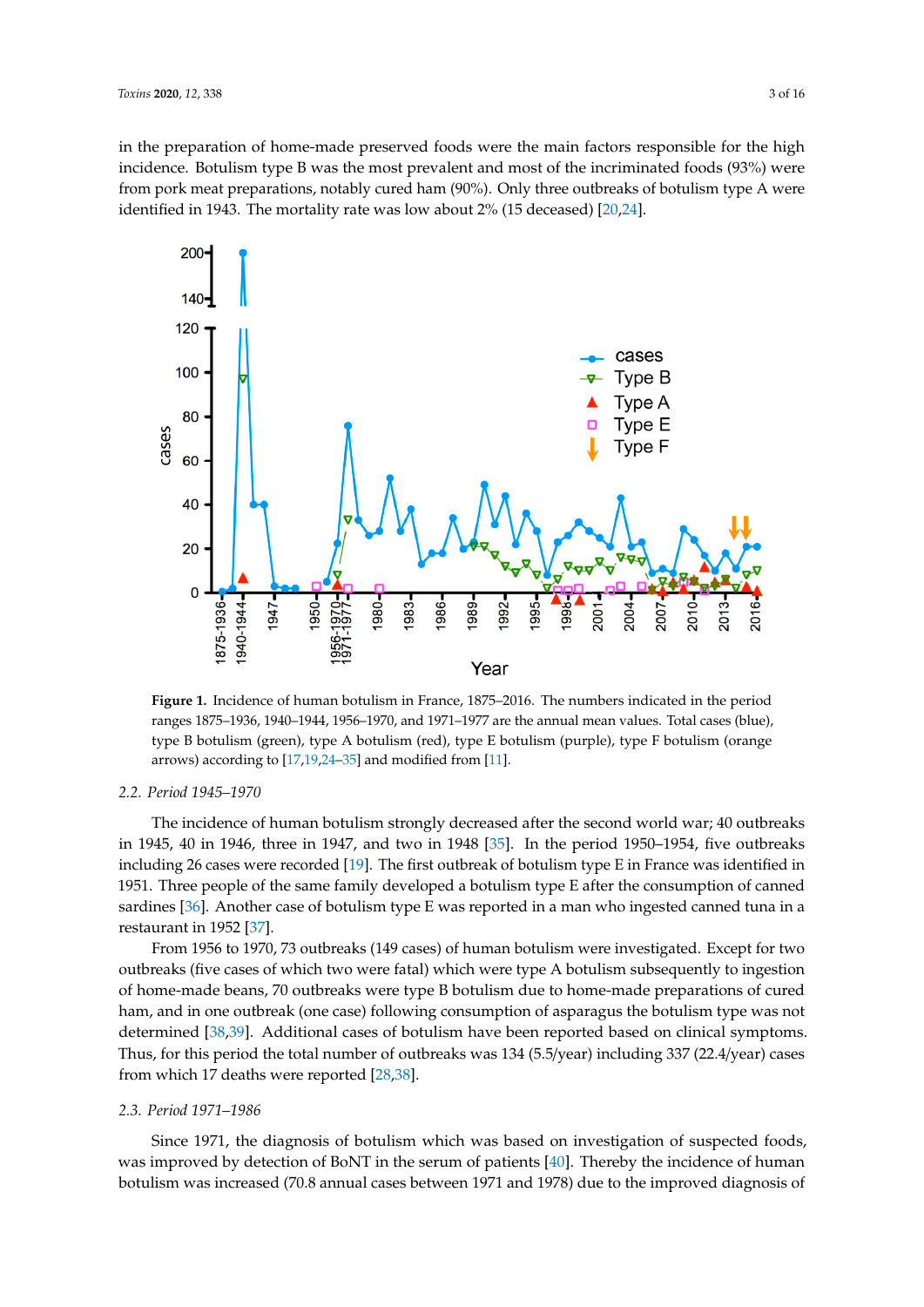in the preparation of home-made preserved foods were the main factors responsible for the high incidence. Botulism type B was the most prevalent and most of the incriminated foods (93%) were from pork meat preparations, notably cured ham (90%). Only three outbreaks of botulism type A were identified in 1943. The mortality rate was low about 2% (15 deceased) [20,24].

**Figure 1.** Incidence of human botulism in France, 1875–2016. The numbers indicated in the period ranges 1875–1936, 1940–1944, 1956–1970, and 1971–1977 are the annual mean values. Total cases (blue), type B botulism (green), type A botulism (red), type E botulism (purple), type F botulism (orange arrows) according to [17,19,24–35] and modified from [11].

### 2.2. Period 1945–1970

The incidence of human botulism strongly decreased after the second world war; 40 outbreaks in 1945, 40 in 1946, three in 1947, and two in 1948 [35]. In the period 1950–1954, five outbreaks including 26 cases were recorded [19]. The first outbreak of botulism type E in France was identified in 1951. Three people of the same family developed a botulism type E after the consumption of canned sardines [36]. Another case of botulism type E was reported in a man who ingested canned tuna in a restaurant in 1952 [37].

From 1956 to 1970, 73 outbreaks (149 cases) of human botulism were investigated. Except for two outbreaks (five cases of which two were fatal) which were type A botulism subsequently to ingestion of home-made beans, 70 outbreaks were type B botulism due to home-made preparations of cured ham, and in one outbreak (one case) following consumption of asparagus the botulism type was not determined [38,39]. Additional cases of botulism have been reported based on clinical symptoms. Thus, for this period the total number of outbreaks was 134 (5.5/year) including 337 (22.4/year) cases from which 17 deaths were reported [28,38].

### 2.3. Period 1971–1986

Since 1971, the diagnosis of botulism which was based on investigation of suspected foods, was improved by detection of BoNT in the serum of patients [40]. Thereby the incidence of human botulism was increased (70.8 annual cases between 1971 and 1978) due to the improved diagnosis of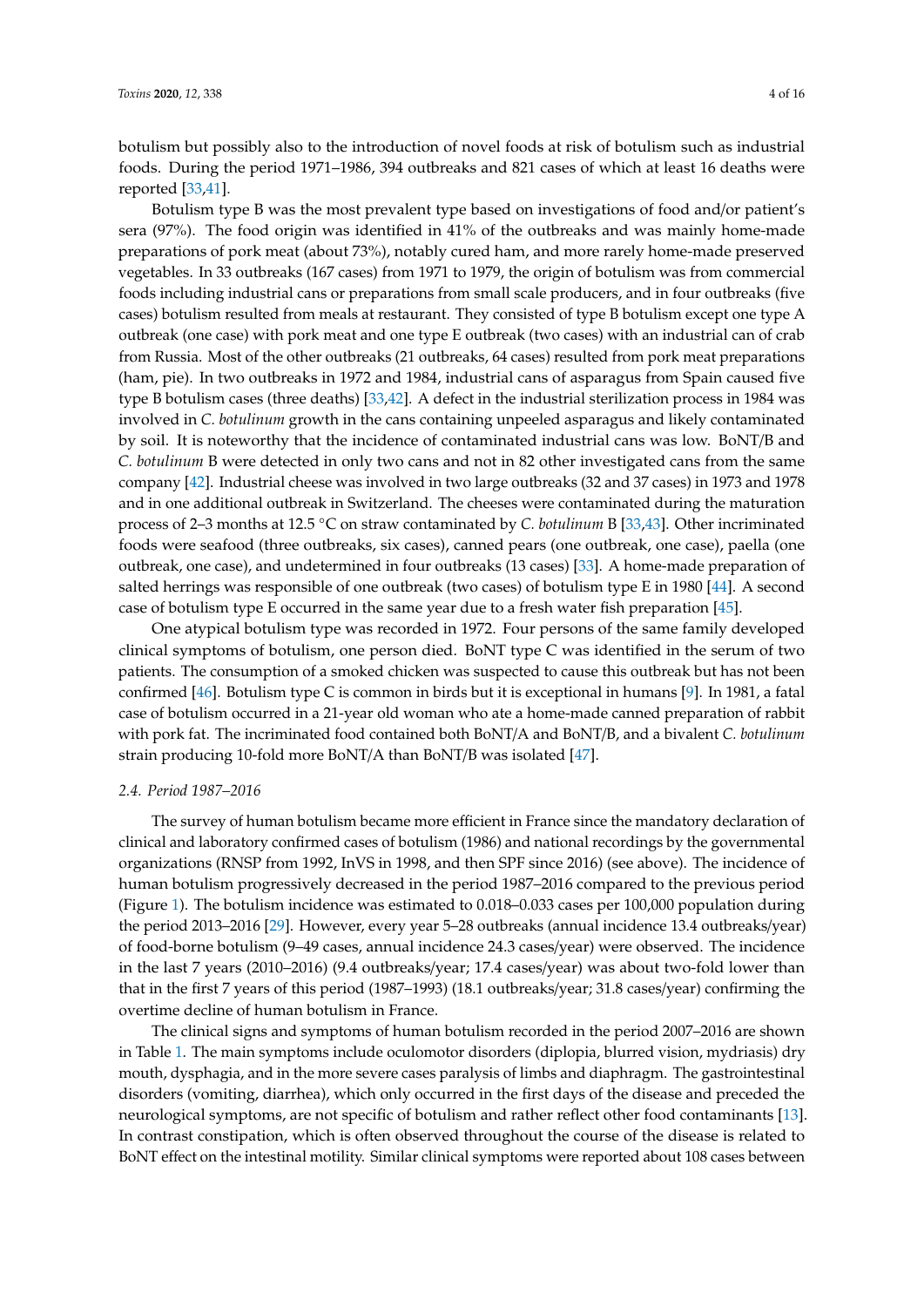botulism but possibly also to the introduction of novel foods at risk of botulism such as industrial foods. During the period 1971–1986, 394 outbreaks and 821 cases of which at least 16 deaths were reported [33,41].

Botulism type B was the most prevalent type based on investigations of food and/or patient's sera (97%). The food origin was identified in 41% of the outbreaks and was mainly home-made preparations of pork meat (about 73%), notably cured ham, and more rarely home-made preserved vegetables. In 33 outbreaks (167 cases) from 1971 to 1979, the origin of botulism was from commercial foods including industrial cans or preparations from small scale producers, and in four outbreaks (five cases) botulism resulted from meals at restaurant. They consisted of type B botulism except one type A outbreak (one case) with pork meat and one type E outbreak (two cases) with an industrial can of crab from Russia. Most of the other outbreaks (21 outbreaks, 64 cases) resulted from pork meat preparations (ham, pie). In two outbreaks in 1972 and 1984, industrial cans of asparagus from Spain caused five type B botulism cases (three deaths) [33,42]. A defect in the industrial sterilization process in 1984 was involved in *C. botulinum* growth in the cans containing unpeeled asparagus and likely contaminated by soil. It is noteworthy that the incidence of contaminated industrial cans was low. BoNT/B and *C. botulinum* B were detected in only two cans and not in 82 other investigated cans from the same company [42]. Industrial cheese was involved in two large outbreaks (32 and 37 cases) in 1973 and 1978 and in one additional outbreak in Switzerland. The cheeses were contaminated during the maturation process of 2–3 months at 12.5 °C on straw contaminated by *C. botulinum* B [33,43]. Other incriminated foods were seafood (three outbreaks, six cases), canned pears (one outbreak, one case), paella (one outbreak, one case), and undetermined in four outbreaks (13 cases) [33]. A home-made preparation of salted herrings was responsible of one outbreak (two cases) of botulism type E in 1980 [44]. A second case of botulism type E occurred in the same year due to a fresh water fish preparation [45].

One atypical botulism type was recorded in 1972. Four persons of the same family developed clinical symptoms of botulism, one person died. BoNT type C was identified in the serum of two patients. The consumption of a smoked chicken was suspected to cause this outbreak but has not been confirmed [46]. Botulism type C is common in birds but it is exceptional in humans [9]. In 1981, a fatal case of botulism occurred in a 21-year old woman who ate a home-made canned preparation of rabbit with pork fat. The incriminated food contained both BoNT/A and BoNT/B, and a bivalent *C. botulinum* strain producing 10-fold more BoNT/A than BoNT/B was isolated [47].

### 2.4. Period 1987–2016

The survey of human botulism became more efficient in France since the mandatory declaration of clinical and laboratory confirmed cases of botulism (1986) and national recordings by the governmental organizations (RNSP from 1992, InVS in 1998, and then SPF since 2016) (see above). The incidence of human botulism progressively decreased in the period 1987–2016 compared to the previous period (Figure 1). The botulism incidence was estimated to 0.018–0.033 cases per 100,000 population during the period 2013–2016 [29]. However, every year 5–28 outbreaks (annual incidence 13.4 outbreaks/year) of food-borne botulism (9–49 cases, annual incidence 24.3 cases/year) were observed. The incidence in the last 7 years (2010–2016) (9.4 outbreaks/year; 17.4 cases/year) was about two-fold lower than that in the first 7 years of this period (1987–1993) (18.1 outbreaks/year; 31.8 cases/year) confirming the overtime decline of human botulism in France.

The clinical signs and symptoms of human botulism recorded in the period 2007–2016 are shown in Table 1. The main symptoms include oculomotor disorders (diplopia, blurred vision, mydriasis) dry mouth, dysphagia, and in the more severe cases paralysis of limbs and diaphragm. The gastrointestinal disorders (vomiting, diarrhea), which only occurred in the first days of the disease and preceded the neurological symptoms, are not specific of botulism and rather reflect other food contaminants [13]. In contrast constipation, which is often observed throughout the course of the disease is related to BoNT effect on the intestinal motility. Similar clinical symptoms were reported about 108 cases between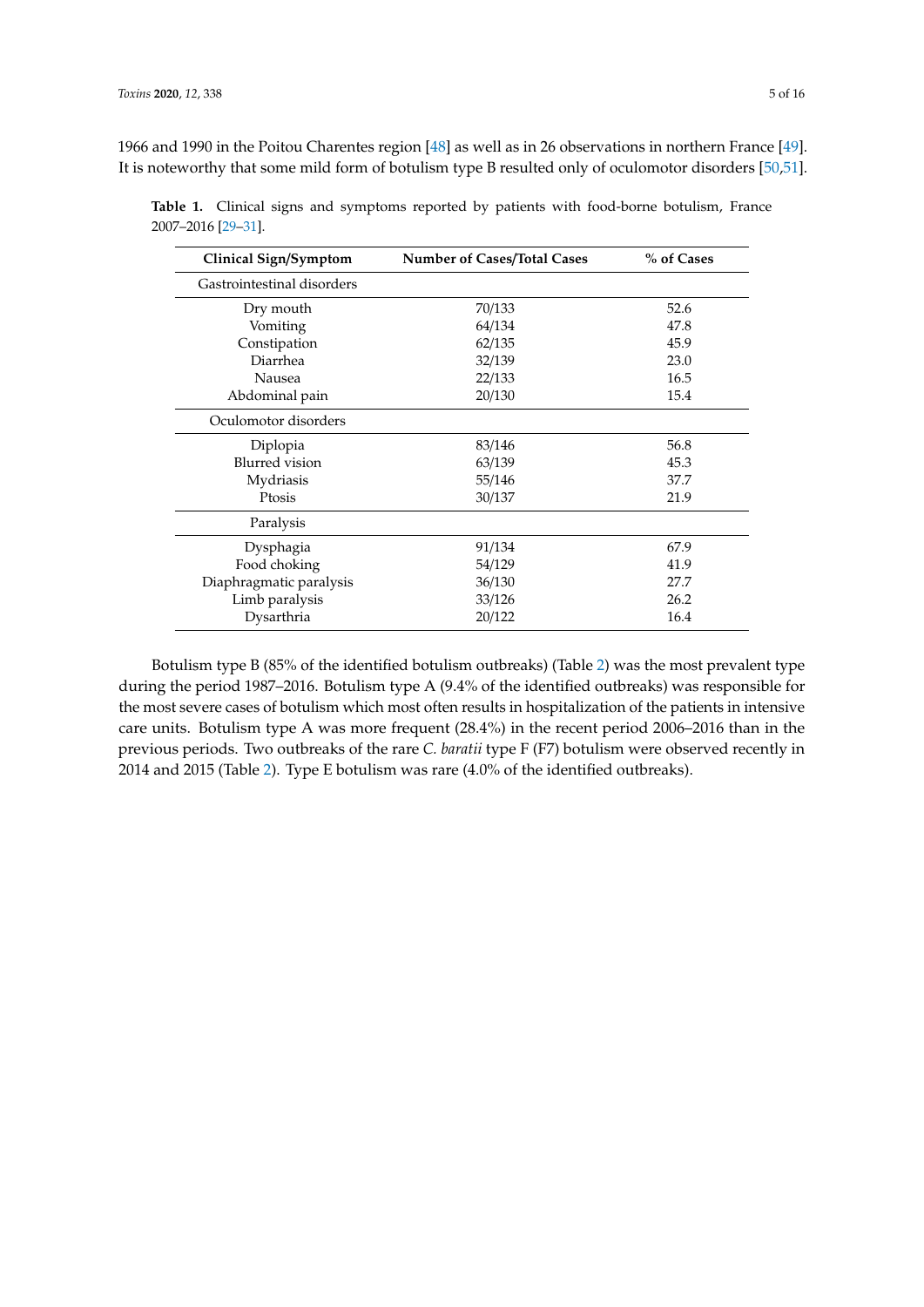1966 and 1990 in the Poitou Charentes region [48] as well as in 26 observations in northern France [49]. It is noteworthy that some mild form of botulism type B resulted only of oculomotor disorders [50,51].

**Table 1.** Clinical signs and symptoms reported by patients with food-borne botulism, France 2007–2016 [29–31].

| Clinical Sign/Symptom | Number of Cases/Total Cases | % of Cases |
|---|---|---|
| Gastrointestinal disorders | | |
| Dry mouth | 70/133 | 52.6 |
| Vomiting | 64/134 | 47.8 |
| Constipation | 62/135 | 45.9 |
| Diarrhea | 32/139 | 23.0 |
| Nausea | 22/133 | 16.5 |
| Abdominal pain | 20/130 | 15.4 |
| Oculomotor disorders | | |
| Diplopia | 83/146 | 56.8 |
| Blurred vision | 63/139 | 45.3 |
| Mydriasis | 55/146 | 37.7 |
| Ptosis | 30/137 | 21.9 |
| Paralysis | | |
| Dysphagia | 91/134 | 67.9 |
| Food choking | 54/129 | 41.9 |
| Diaphragmatic paralysis | 36/130 | 27.7 |
| Limb paralysis | 33/126 | 26.2 |
| Dysarthria | 20/122 | 16.4 |

Botulism type B (85% of the identified botulism outbreaks) (Table 2) was the most prevalent type during the period 1987–2016. Botulism type A (9.4% of the identified outbreaks) was responsible for the most severe cases of botulism which most often results in hospitalization of the patients in intensive care units. Botulism type A was more frequent (28.4%) in the recent period 2006–2016 than in the previous periods. Two outbreaks of the rare *C. baratii* type F (F7) botulism were observed recently in 2014 and 2015 (Table 2). Type E botulism was rare (4.0% of the identified outbreaks).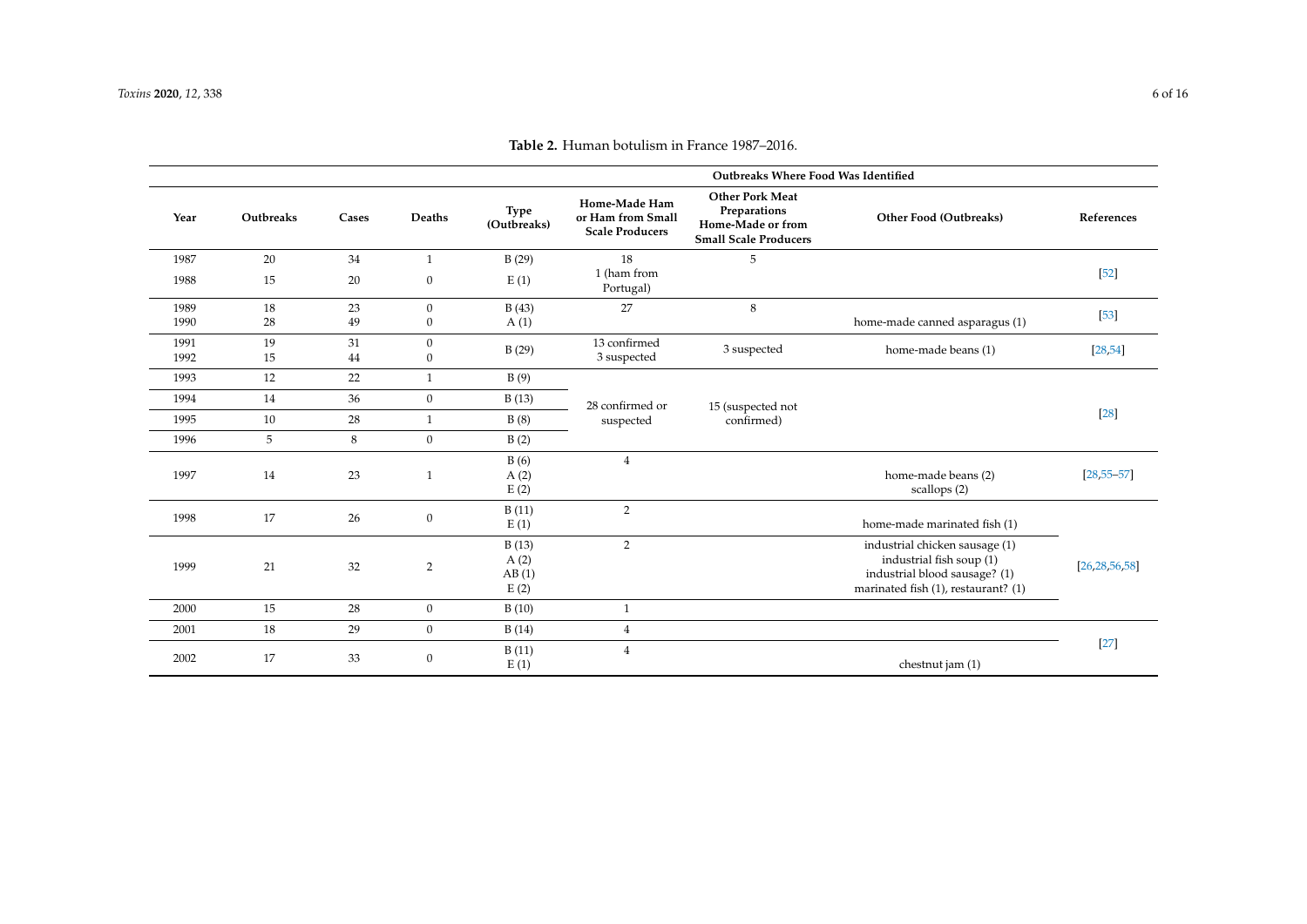**Table 2.** Human botulism in France 1987–2016.

| Year | Outbreaks | Cases | Deaths | Outbreaks Where Food Was Identified | | | | References |
|---|---|---|---|---|---|---|---|---|
| | | | | Type (Outbreaks) | Home-Made Ham or Ham from Small Scale Producers | Other Pork Meat Preparations Home-Made or from Small Scale Producers | Other Food (Outbreaks) | |
| 1987 | 20 | 34 | 1 | B (29) | 18 | 5 | | [52] |
| 1988 | 15 | 20 | 0 | E (1) | 1 (ham from Portugal) | | | |
| 1989 | 18 | 23 | 0 | B (43) | 27 | 8 | | [53] |
| 1990 | 28 | 49 | 0 | A (1) | | | home-made canned asparagus (1) | |
| 1991 | 19 | 31 | 0 | B (29) | 13 confirmed<br>3 suspected | 3 suspected | home-made beans (1) | [28,54] |
| 1992 | 15 | 44 | 0 | | | | | |
| 1993 | 12 | 22 | 1 | B (9) | 28 confirmed or suspected | 15 (suspected not confirmed) | | [28] |
| 1994 | 14 | 36 | 0 | B (13) | | | | |
| 1995 | 10 | 28 | 1 | B (8) | | | | |
| 1996 | 5 | 8 | 0 | B (2) | | | | |
| 1997 | 14 | 23 | 1 | B (6)<br>A (2)<br>E (2) | 4 | | home-made beans (2)<br>scallops (2) | [28,55–57] |
| 1998 | 17 | 26 | 0 | B (11)<br>E (1) | 2 | | home-made marinated fish (1) | [26,28,56,58] |
| 1999 | 21 | 32 | 2 | B (13)<br>A (2)<br>AB (1)<br>E (2) | 2 | | industrial chicken sausage (1)<br>industrial fish soup (1)<br>industrial blood sausage? (1)<br>marinated fish (1), restaurant? (1) | |
| 2000 | 15 | 28 | 0 | B (10) | 1 | | | |
| 2001 | 18 | 29 | 0 | B (14) | 4 | | | [27] |
| 2002 | 17 | 33 | 0 | B (11)<br>E (1) | 4 | | chestnut jam (1) | |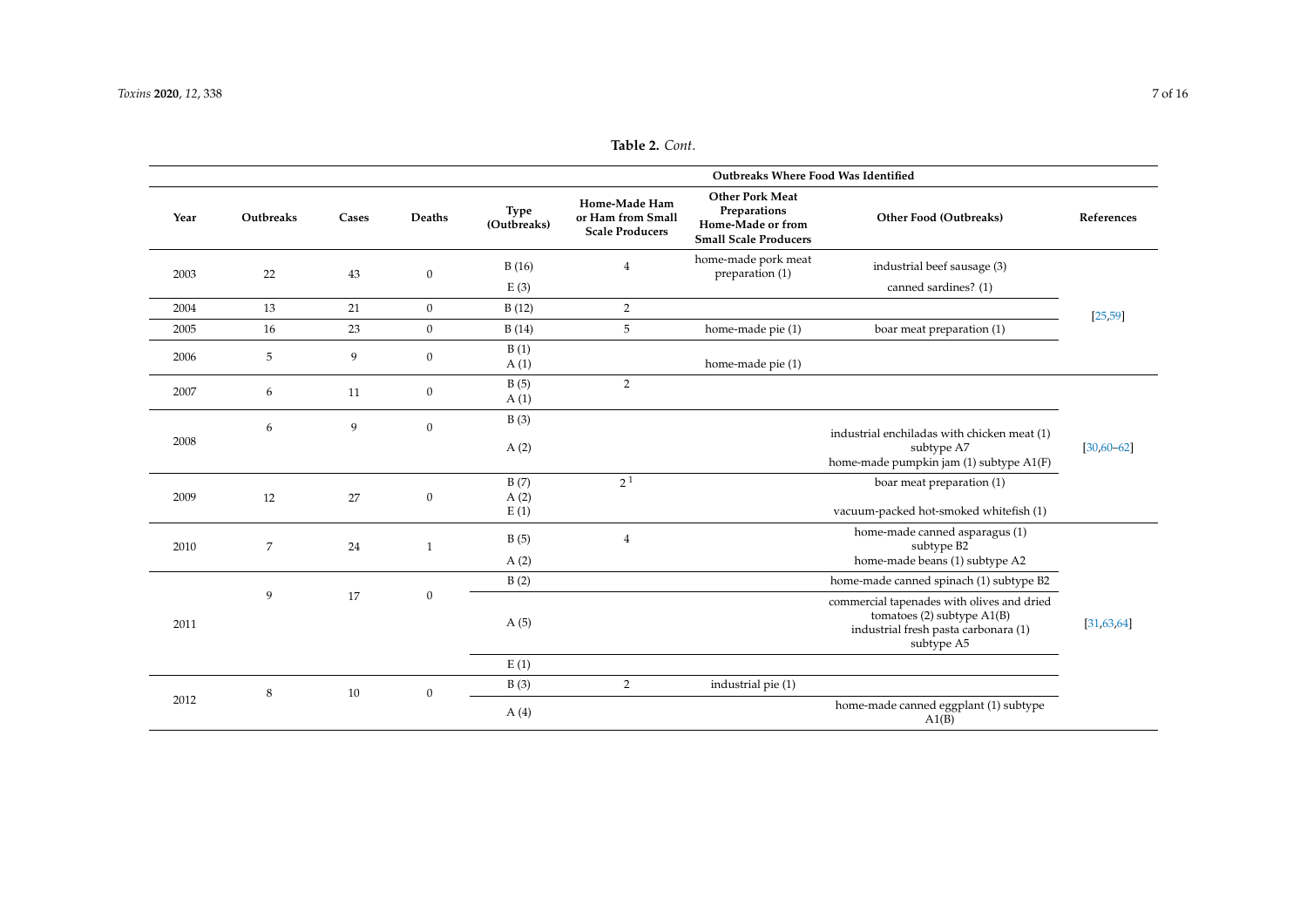**Table 2.** *Cont.*

| Year | Outbreaks | Cases | Deaths | Outbreaks Where Food Was Identified | | | | References |
|---|---|---|---|---|---|---|---|---|
| | | | | Type (Outbreaks) | Home-Made Ham or Ham from Small Scale Producers | Other Pork Meat Preparations Home-Made or from Small Scale Producers | Other Food (Outbreaks) | |
| 2003 | 22 | 43 | 0 | B (16) | 4 | home-made pork meat preparation (1) | industrial beef sausage (3) | [25,59] |
| | | | | E (3) | | | canned sardines? (1) | |
| 2004 | 13 | 21 | 0 | B (12) | 2 | | | |
| 2005 | 16 | 23 | 0 | B (14) | 5 | home-made pie (1) | boar meat preparation (1) | |
| 2006 | 5 | 9 | 0 | B (1)<br>A (1) | | home-made pie (1) | | |
| 2007 | 6 | 11 | 0 | B (5)<br>A (1) | 2 | | | [30,60–62] |
| 2008 | 6 | 9 | 0 | B (3) | | | | |
| | | | | A (2) | | | industrial enchiladas with chicken meat (1) subtype A7<br>home-made pumpkin jam (1) subtype A1(F) | |
| 2009 | 12 | 27 | 0 | B (7)<br>A (2) | 2 [1] | | boar meat preparation (1) | |
| | | | | E (1) | | | vacuum-packed hot-smoked whitefish (1) | |
| 2010 | 7 | 24 | 1 | B (5) | 4 | | home-made canned asparagus (1) subtype B2 | [31,63,64] |
| | | | | A (2) | | | home-made beans (1) subtype A2 | |
| 2011 | 9 | 17 | 0 | B (2) | | | home-made canned spinach (1) subtype B2 | |
| | | | | A (5) | | | commercial tapenades with olives and dried tomatoes (2) subtype A1(B)<br>industrial fresh pasta carbonara (1) subtype A5 | |
| | | | | E (1) | | | | |
| 2012 | 8 | 10 | 0 | B (3) | 2 | industrial pie (1) | | |
| | | | | A (4) | | | home-made canned eggplant (1) subtype A1(B) | |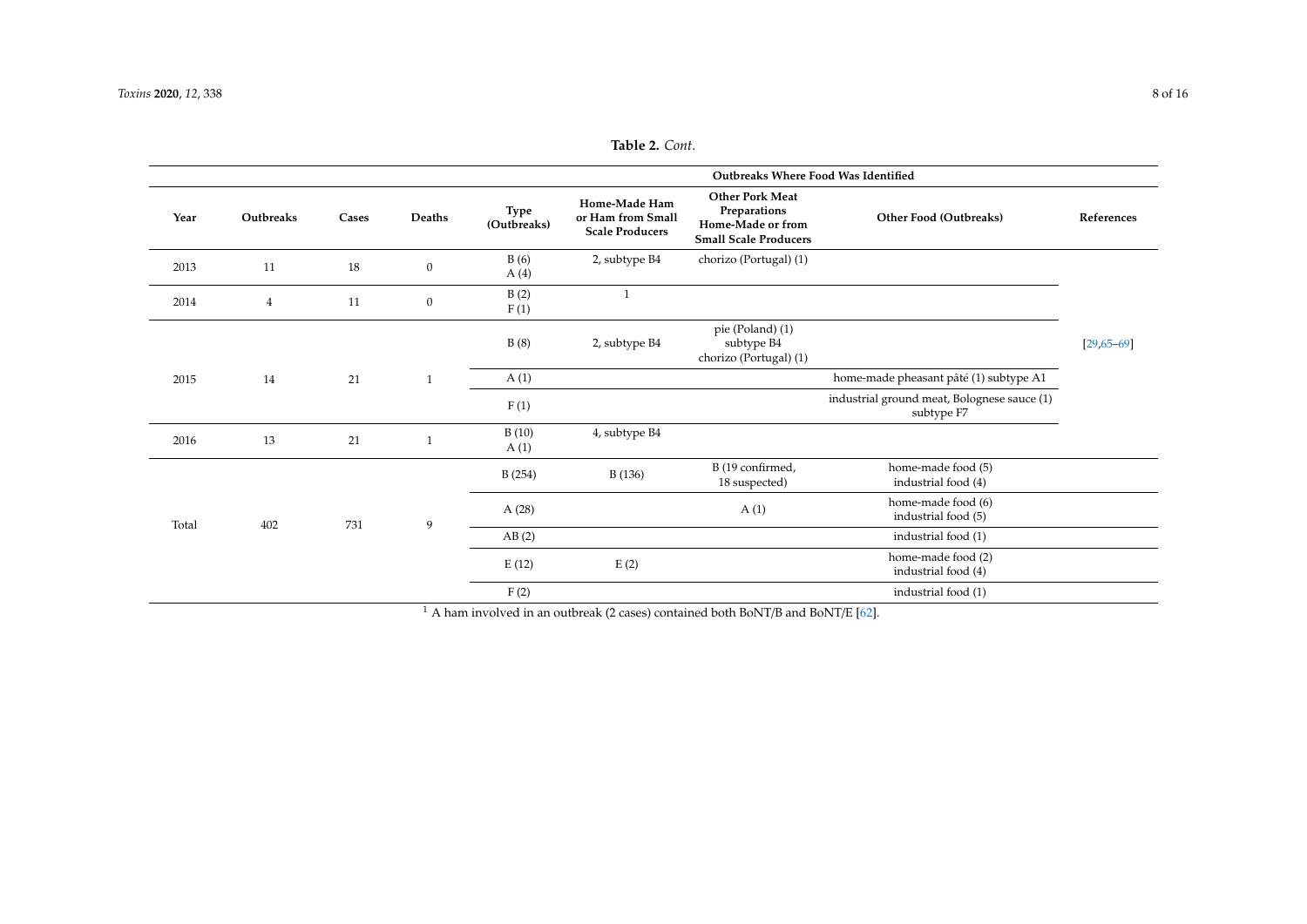**Table 2.** *Cont.*

| Year | Outbreaks | Cases | Deaths | Outbreaks Where Food Was Identified | | | | References |
|---|---|---|---|---|---|---|---|---|
| | | | | Type (Outbreaks) | Home-Made Ham or Ham from Small Scale Producers | Other Pork Meat Preparations Home-Made or from Small Scale Producers | Other Food (Outbreaks) | |
| 2013 | 11 | 18 | 0 | B (6) A (4) | 2, subtype B4 | chorizo (Portugal) (1) | | [29,65–69] |
| 2014 | 4 | 11 | 0 | B (2) F (1) | 1 | | | |
| 2015 | 14 | 21 | 1 | B (8) | 2, subtype B4 | pie (Poland) (1) subtype B4 chorizo (Portugal) (1) | | |
| | | | | A (1) | | | home-made pheasant pâté (1) subtype A1 | |
| | | | | F (1) | | | industrial ground meat, Bolognese sauce (1) subtype F7 | |
| 2016 | 13 | 21 | 1 | B (10) A (1) | 4, subtype B4 | | | |
| Total | 402 | 731 | 9 | B (254) | B (136) | B (19 confirmed, 18 suspected) | home-made food (5) industrial food (4) | |
| | | | | A (28) | | A (1) | home-made food (6) industrial food (5) | |
| | | | | AB (2) | | | industrial food (1) | |
| | | | | E (12) | E (2) | | home-made food (2) industrial food (4) | |
| | | | | F (2) | | | industrial food (1) | |

[1] A ham involved in an outbreak (2 cases) contained both BoNT/B and BoNT/E [62].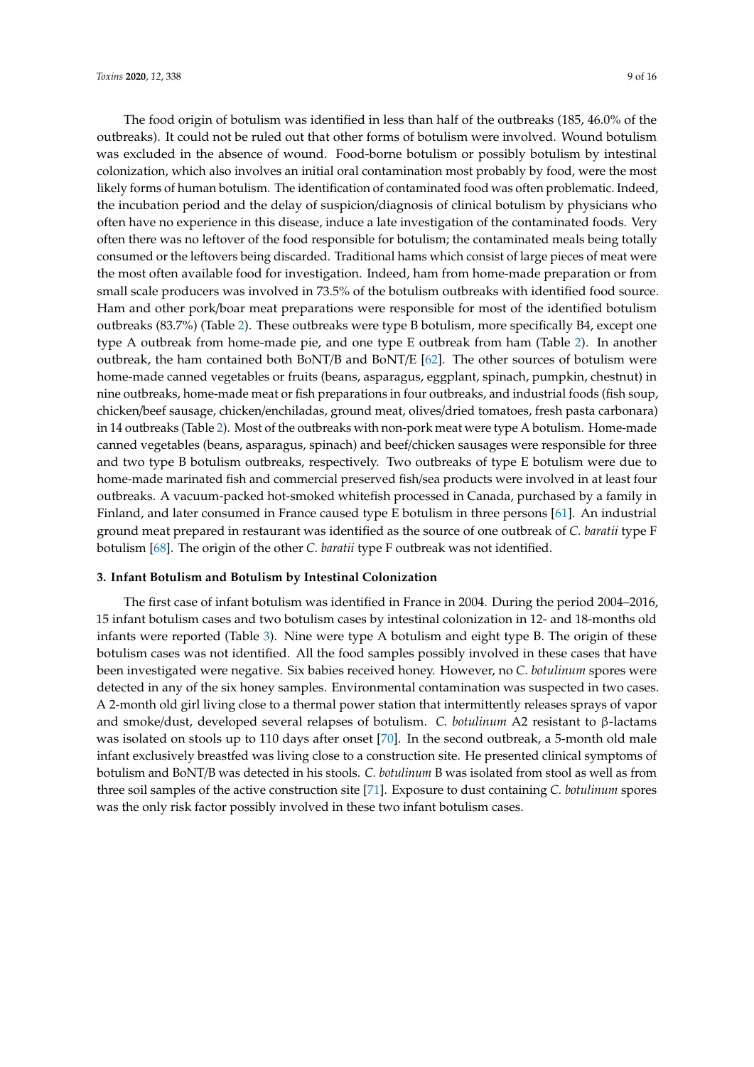The food origin of botulism was identified in less than half of the outbreaks (185, 46.0% of the outbreaks). It could not be ruled out that other forms of botulism were involved. Wound botulism was excluded in the absence of wound. Food-borne botulism or possibly botulism by intestinal colonization, which also involves an initial oral contamination most probably by food, were the most likely forms of human botulism. The identification of contaminated food was often problematic. Indeed, the incubation period and the delay of suspicion/diagnosis of clinical botulism by physicians who often have no experience in this disease, induce a late investigation of the contaminated foods. Very often there was no leftover of the food responsible for botulism; the contaminated meals being totally consumed or the leftovers being discarded. Traditional hams which consist of large pieces of meat were the most often available food for investigation. Indeed, ham from home-made preparation or from small scale producers was involved in 73.5% of the botulism outbreaks with identified food source. Ham and other pork/boar meat preparations were responsible for most of the identified botulism outbreaks (83.7%) (Table 2). These outbreaks were type B botulism, more specifically B4, except one type A outbreak from home-made pie, and one type E outbreak from ham (Table 2). In another outbreak, the ham contained both BoNT/B and BoNT/E [62]. The other sources of botulism were home-made canned vegetables or fruits (beans, asparagus, eggplant, spinach, pumpkin, chestnut) in nine outbreaks, home-made meat or fish preparations in four outbreaks, and industrial foods (fish soup, chicken/beef sausage, chicken/enchiladas, ground meat, olives/dried tomatoes, fresh pasta carbonara) in 14 outbreaks (Table 2). Most of the outbreaks with non-pork meat were type A botulism. Home-made canned vegetables (beans, asparagus, spinach) and beef/chicken sausages were responsible for three and two type B botulism outbreaks, respectively. Two outbreaks of type E botulism were due to home-made marinated fish and commercial preserved fish/sea products were involved in at least four outbreaks. A vacuum-packed hot-smoked whitefish processed in Canada, purchased by a family in Finland, and later consumed in France caused type E botulism in three persons [61]. An industrial ground meat prepared in restaurant was identified as the source of one outbreak of *C. baratii* type F botulism [68]. The origin of the other *C. baratii* type F outbreak was not identified.

## 3. Infant Botulism and Botulism by Intestinal Colonization

The first case of infant botulism was identified in France in 2004. During the period 2004–2016, 15 infant botulism cases and two botulism cases by intestinal colonization in 12- and 18-months old infants were reported (Table 3). Nine were type A botulism and eight type B. The origin of these botulism cases was not identified. All the food samples possibly involved in these cases that have been investigated were negative. Six babies received honey. However, no *C. botulinum* spores were detected in any of the six honey samples. Environmental contamination was suspected in two cases. A 2-month old girl living close to a thermal power station that intermittently releases sprays of vapor and smoke/dust, developed several relapses of botulism. *C. botulinum* A2 resistant to β-lactams was isolated on stools up to 110 days after onset [70]. In the second outbreak, a 5-month old male infant exclusively breastfed was living close to a construction site. He presented clinical symptoms of botulism and BoNT/B was detected in his stools. *C. botulinum* B was isolated from stool as well as from three soil samples of the active construction site [71]. Exposure to dust containing *C. botulinum* spores was the only risk factor possibly involved in these two infant botulism cases.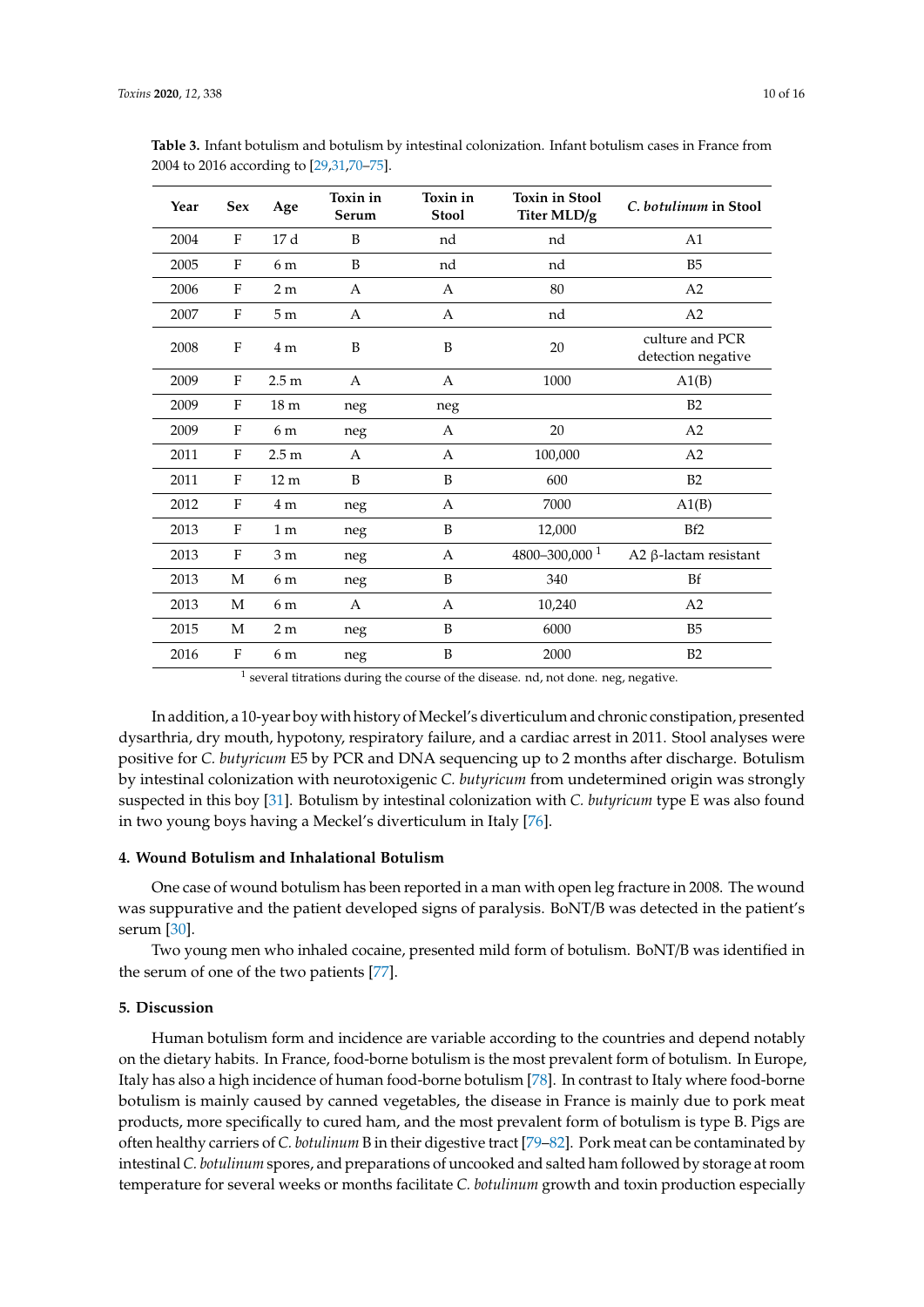**Table 3.** Infant botulism and botulism by intestinal colonization. Infant botulism cases in France from 2004 to 2016 according to [29,31,70–75].

| Year | Sex | Age | Toxin in Serum | Toxin in Stool | Toxin in Stool Titer MLD/g | *C. botulinum* in Stool |
|---|---|---|---|---|---|---|
| 2004 | F | 17 d | B | nd | nd | A1 |
| 2005 | F | 6 m | B | nd | nd | B5 |
| 2006 | F | 2 m | A | A | 80 | A2 |
| 2007 | F | 5 m | A | A | nd | A2 |
| 2008 | F | 4 m | B | B | 20 | culture and PCR detection negative |
| 2009 | F | 2.5 m | A | A | 1000 | A1(B) |
| 2009 | F | 18 m | neg | neg | | B2 |
| 2009 | F | 6 m | neg | A | 20 | A2 |
| 2011 | F | 2.5 m | A | A | 100,000 | A2 |
| 2011 | F | 12 m | B | B | 600 | B2 |
| 2012 | F | 4 m | neg | A | 7000 | A1(B) |
| 2013 | F | 1 m | neg | B | 12,000 | Bf2 |
| 2013 | F | 3 m | neg | A | 4800–300,000 [1] | A2 β-lactam resistant |
| 2013 | M | 6 m | neg | B | 340 | Bf |
| 2013 | M | 6 m | A | A | 10,240 | A2 |
| 2015 | M | 2 m | neg | B | 6000 | B5 |
| 2016 | F | 6 m | neg | B | 2000 | B2 |

[1] several titrations during the course of the disease. nd, not done. neg, negative.

In addition, a 10-year boy with history of Meckel's diverticulum and chronic constipation, presented dysarthria, dry mouth, hypotony, respiratory failure, and a cardiac arrest in 2011. Stool analyses were positive for *C. butyricum* E5 by PCR and DNA sequencing up to 2 months after discharge. Botulism by intestinal colonization with neurotoxigenic *C. butyricum* from undetermined origin was strongly suspected in this boy [31]. Botulism by intestinal colonization with *C. butyricum* type E was also found in two young boys having a Meckel's diverticulum in Italy [76].

## 4. Wound Botulism and Inhalational Botulism

One case of wound botulism has been reported in a man with open leg fracture in 2008. The wound was suppurative and the patient developed signs of paralysis. BoNT/B was detected in the patient's serum [30].

Two young men who inhaled cocaine, presented mild form of botulism. BoNT/B was identified in the serum of one of the two patients [77].

## 5. Discussion

Human botulism form and incidence are variable according to the countries and depend notably on the dietary habits. In France, food-borne botulism is the most prevalent form of botulism. In Europe, Italy has also a high incidence of human food-borne botulism [78]. In contrast to Italy where food-borne botulism is mainly caused by canned vegetables, the disease in France is mainly due to pork meat products, more specifically to cured ham, and the most prevalent form of botulism is type B. Pigs are often healthy carriers of *C. botulinum* B in their digestive tract [79–82]. Pork meat can be contaminated by intestinal *C. botulinum* spores, and preparations of uncooked and salted ham followed by storage at room temperature for several weeks or months facilitate *C. botulinum* growth and toxin production especially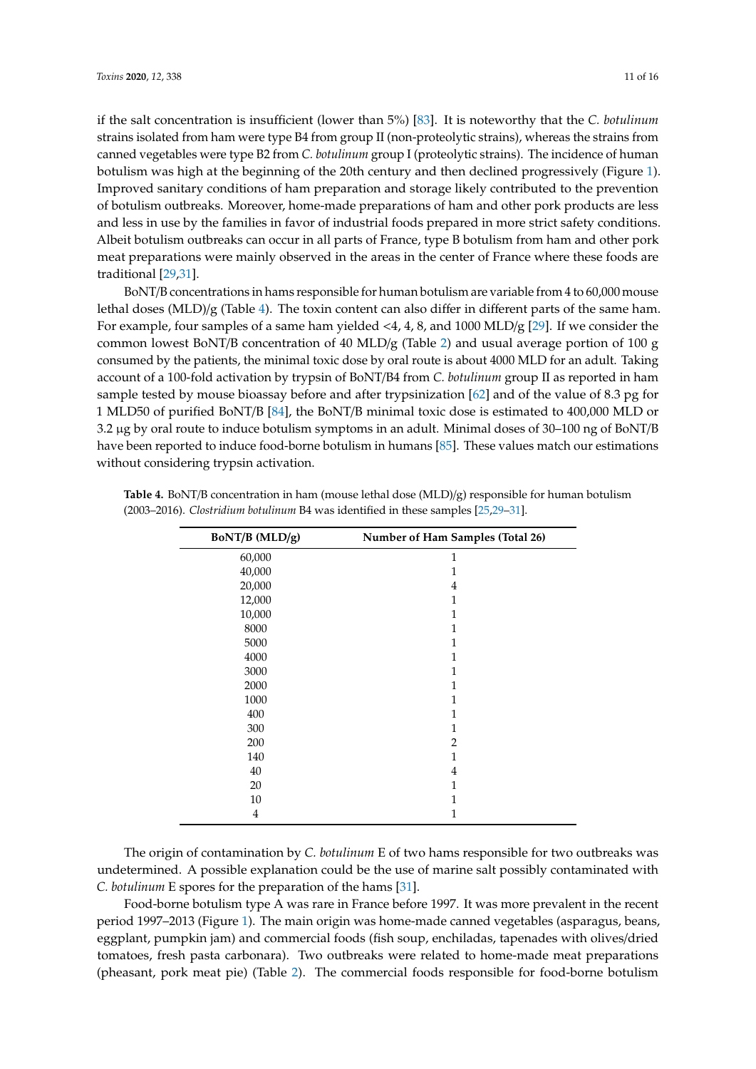if the salt concentration is insufficient (lower than 5%) [83]. It is noteworthy that the *C. botulinum* strains isolated from ham were type B4 from group II (non-proteolytic strains), whereas the strains from canned vegetables were type B2 from *C. botulinum* group I (proteolytic strains). The incidence of human botulism was high at the beginning of the 20th century and then declined progressively (Figure 1). Improved sanitary conditions of ham preparation and storage likely contributed to the prevention of botulism outbreaks. Moreover, home-made preparations of ham and other pork products are less and less in use by the families in favor of industrial foods prepared in more strict safety conditions. Albeit botulism outbreaks can occur in all parts of France, type B botulism from ham and other pork meat preparations were mainly observed in the areas in the center of France where these foods are traditional [29,31].

BoNT/B concentrations in hams responsible for human botulism are variable from 4 to 60,000 mouse lethal doses (MLD)/g (Table 4). The toxin content can also differ in different parts of the same ham. For example, four samples of a same ham yielded <4, 4, 8, and 1000 MLD/g [29]. If we consider the common lowest BoNT/B concentration of 40 MLD/g (Table 2) and usual average portion of 100 g consumed by the patients, the minimal toxic dose by oral route is about 4000 MLD for an adult. Taking account of a 100-fold activation by trypsin of BoNT/B4 from *C. botulinum* group II as reported in ham sample tested by mouse bioassay before and after trypsinization [62] and of the value of 8.3 pg for 1 MLD50 of purified BoNT/B [84], the BoNT/B minimal toxic dose is estimated to 400,000 MLD or 3.2 µg by oral route to induce botulism symptoms in an adult. Minimal doses of 30–100 ng of BoNT/B have been reported to induce food-borne botulism in humans [85]. These values match our estimations without considering trypsin activation.

**Table 4.** BoNT/B concentration in ham (mouse lethal dose (MLD)/g) responsible for human botulism (2003–2016). *Clostridium botulinum* B4 was identified in these samples [25,29–31].

| BoNT/B (MLD/g) | Number of Ham Samples (Total 26) |
|---|---|
| 60,000 | 1 |
| 40,000 | 1 |
| 20,000 | 4 |
| 12,000 | 1 |
| 10,000 | 1 |
| 8000 | 1 |
| 5000 | 1 |
| 4000 | 1 |
| 3000 | 1 |
| 2000 | 1 |
| 1000 | 1 |
| 400 | 1 |
| 300 | 1 |
| 200 | 2 |
| 140 | 1 |
| 40 | 4 |
| 20 | 1 |
| 10 | 1 |
| 4 | 1 |

The origin of contamination by *C. botulinum* E of two hams responsible for two outbreaks was undetermined. A possible explanation could be the use of marine salt possibly contaminated with *C. botulinum* E spores for the preparation of the hams [31].

Food-borne botulism type A was rare in France before 1997. It was more prevalent in the recent period 1997–2013 (Figure 1). The main origin was home-made canned vegetables (asparagus, beans, eggplant, pumpkin jam) and commercial foods (fish soup, enchiladas, tapenades with olives/dried tomatoes, fresh pasta carbonara). Two outbreaks were related to home-made meat preparations (pheasant, pork meat pie) (Table 2). The commercial foods responsible for food-borne botulism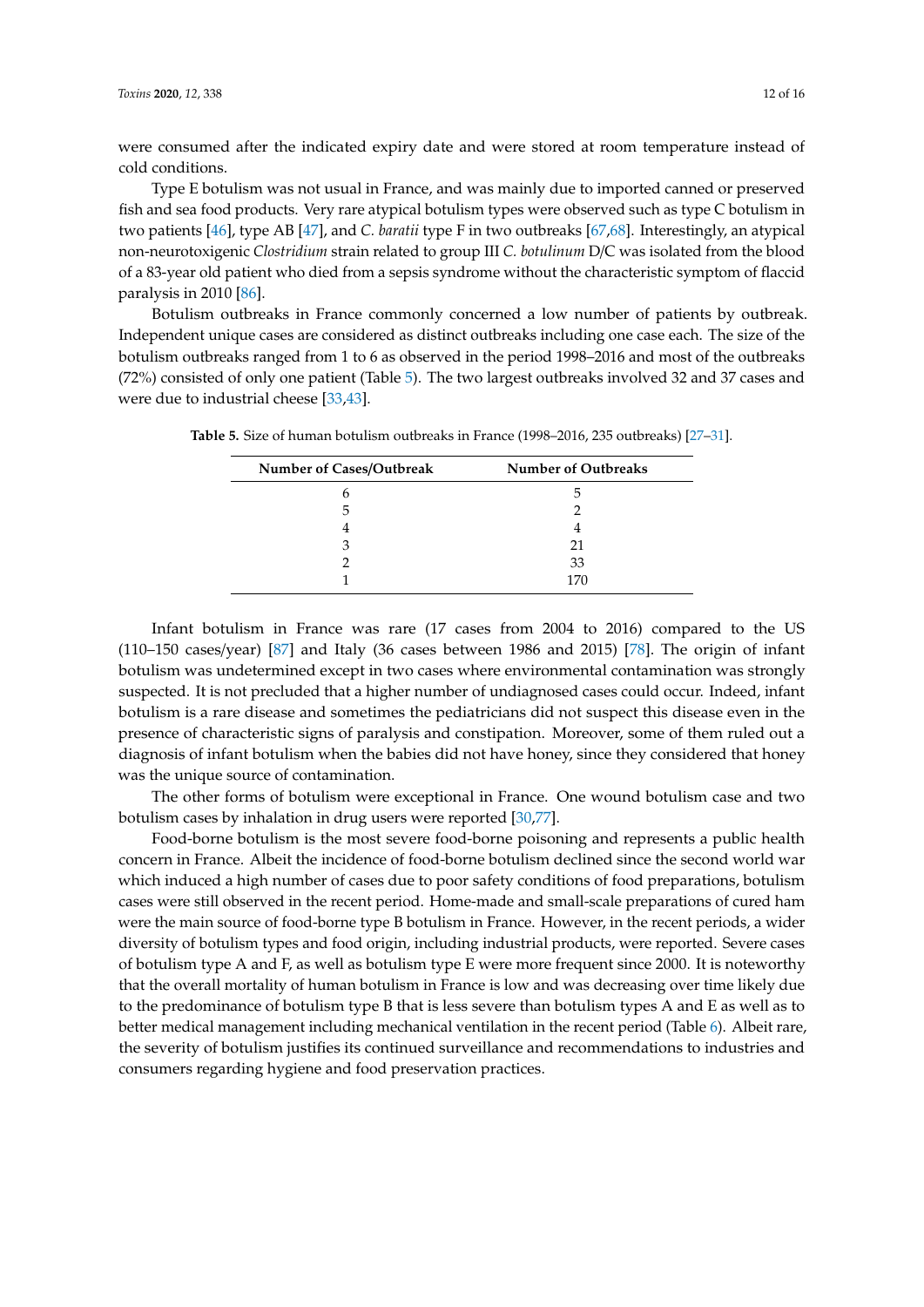were consumed after the indicated expiry date and were stored at room temperature instead of cold conditions.

Type E botulism was not usual in France, and was mainly due to imported canned or preserved fish and sea food products. Very rare atypical botulism types were observed such as type C botulism in two patients [46], type AB [47], and *C. baratii* type F in two outbreaks [67,68]. Interestingly, an atypical non-neurotoxigenic *Clostridium* strain related to group III *C. botulinum* D/C was isolated from the blood of a 83-year old patient who died from a sepsis syndrome without the characteristic symptom of flaccid paralysis in 2010 [86].

Botulism outbreaks in France commonly concerned a low number of patients by outbreak. Independent unique cases are considered as distinct outbreaks including one case each. The size of the botulism outbreaks ranged from 1 to 6 as observed in the period 1998–2016 and most of the outbreaks (72%) consisted of only one patient (Table 5). The two largest outbreaks involved 32 and 37 cases and were due to industrial cheese [33,43].

**Table 5.** Size of human botulism outbreaks in France (1998–2016, 235 outbreaks) [27–31].

| Number of Cases/Outbreak | Number of Outbreaks |
|---|---|
| 6 | 5 |
| 5 | 2 |
| 4 | 4 |
| 3 | 21 |
| 2 | 33 |
| 1 | 170 |

Infant botulism in France was rare (17 cases from 2004 to 2016) compared to the US (110–150 cases/year) [87] and Italy (36 cases between 1986 and 2015) [78]. The origin of infant botulism was undetermined except in two cases where environmental contamination was strongly suspected. It is not precluded that a higher number of undiagnosed cases could occur. Indeed, infant botulism is a rare disease and sometimes the pediatricians did not suspect this disease even in the presence of characteristic signs of paralysis and constipation. Moreover, some of them ruled out a diagnosis of infant botulism when the babies did not have honey, since they considered that honey was the unique source of contamination.

The other forms of botulism were exceptional in France. One wound botulism case and two botulism cases by inhalation in drug users were reported [30,77].

Food-borne botulism is the most severe food-borne poisoning and represents a public health concern in France. Albeit the incidence of food-borne botulism declined since the second world war which induced a high number of cases due to poor safety conditions of food preparations, botulism cases were still observed in the recent period. Home-made and small-scale preparations of cured ham were the main source of food-borne type B botulism in France. However, in the recent periods, a wider diversity of botulism types and food origin, including industrial products, were reported. Severe cases of botulism type A and F, as well as botulism type E were more frequent since 2000. It is noteworthy that the overall mortality of human botulism in France is low and was decreasing over time likely due to the predominance of botulism type B that is less severe than botulism types A and E as well as to better medical management including mechanical ventilation in the recent period (Table 6). Albeit rare, the severity of botulism justifies its continued surveillance and recommendations to industries and consumers regarding hygiene and food preservation practices.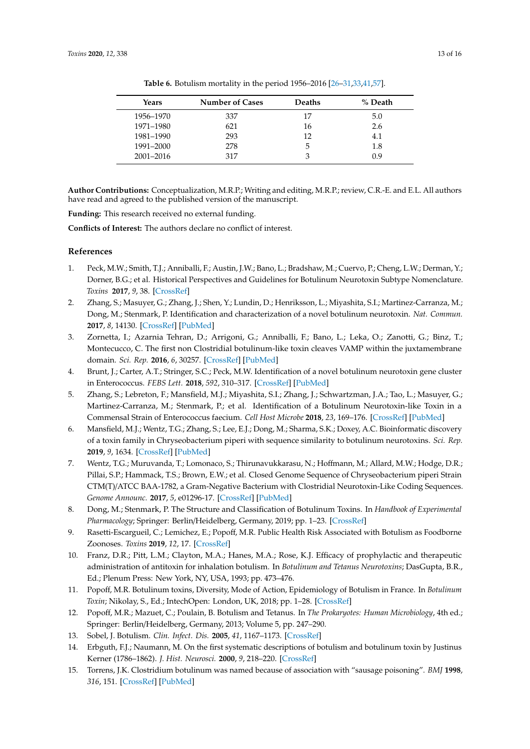**Table 6.** Botulism mortality in the period 1956–2016 [26–31,33,41,57].

| Years | Number of Cases | Deaths | % Death |
|---|---|---|---|
| 1956–1970 | 337 | 17 | 5.0 |
| 1971–1980 | 621 | 16 | 2.6 |
| 1981–1990 | 293 | 12 | 4.1 |
| 1991–2000 | 278 | 5 | 1.8 |
| 2001–2016 | 317 | 3 | 0.9 |

**Author Contributions:** Conceptualization, M.R.P.; Writing and editing, M.R.P.; review, C.R.-E. and E.L. All authors have read and agreed to the published version of the manuscript.

**Funding:** This research received no external funding.

**Conflicts of Interest:** The authors declare no conflict of interest.

## References

1. Peck, M.W.; Smith, T.J.; Anniballi, F.; Austin, J.W.; Bano, L.; Bradshaw, M.; Cuervo, P.; Cheng, L.W.; Derman, Y.; Dorner, B.G.; et al. Historical Perspectives and Guidelines for Botulinum Neurotoxin Subtype Nomenclature. *Toxins* **2017**, *9*, 38. [CrossRef]
2. Zhang, S.; Masuyer, G.; Zhang, J.; Shen, Y.; Lundin, D.; Henriksson, L.; Miyashita, S.I.; Martinez-Carranza, M.; Dong, M.; Stenmark, P. Identification and characterization of a novel botulinum neurotoxin. *Nat. Commun.* **2017**, *8*, 14130. [CrossRef] [PubMed]
3. Zornetta, I.; Azarnia Tehran, D.; Arrigoni, G.; Anniballi, F.; Bano, L.; Leka, O.; Zanotti, G.; Binz, T.; Montecucco, C. The first non Clostridial botulinum-like toxin cleaves VAMP within the juxtamembrane domain. *Sci. Rep.* **2016**, *6*, 30257. [CrossRef] [PubMed]
4. Brunt, J.; Carter, A.T.; Stringer, S.C.; Peck, M.W. Identification of a novel botulinum neurotoxin gene cluster in Enterococcus. *FEBS Lett.* **2018**, *592*, 310–317. [CrossRef] [PubMed]
5. Zhang, S.; Lebreton, F.; Mansfield, M.J.; Miyashita, S.I.; Zhang, J.; Schwartzman, J.A.; Tao, L.; Masuyer, G.; Martinez-Carranza, M.; Stenmark, P.; et al. Identification of a Botulinum Neurotoxin-like Toxin in a Commensal Strain of Enterococcus faecium. *Cell Host Microbe* **2018**, *23*, 169–176. [CrossRef] [PubMed]
6. Mansfield, M.J.; Wentz, T.G.; Zhang, S.; Lee, E.J.; Dong, M.; Sharma, S.K.; Doxey, A.C. Bioinformatic discovery of a toxin family in Chryseobacterium piperi with sequence similarity to botulinum neurotoxins. *Sci. Rep.* **2019**, *9*, 1634. [CrossRef] [PubMed]
7. Wentz, T.G.; Muruvanda, T.; Lomonaco, S.; Thirunavukkarasu, N.; Hoffmann, M.; Allard, M.W.; Hodge, D.R.; Pillai, S.P.; Hammack, T.S.; Brown, E.W.; et al. Closed Genome Sequence of Chryseobacterium piperi Strain CTM(T)/ATCC BAA-1782, a Gram-Negative Bacterium with Clostridial Neurotoxin-Like Coding Sequences. *Genome Announc.* **2017**, *5*, e01296-17. [CrossRef] [PubMed]
8. Dong, M.; Stenmark, P. The Structure and Classification of Botulinum Toxins. In *Handbook of Experimental Pharmacology*; Springer: Berlin/Heidelberg, Germany, 2019; pp. 1–23. [CrossRef]
9. Rasetti-Escargueil, C.; Lemichez, E.; Popoff, M.R. Public Health Risk Associated with Botulism as Foodborne Zoonoses. *Toxins* **2019**, *12*, 17. [CrossRef]
10. Franz, D.R.; Pitt, L.M.; Clayton, M.A.; Hanes, M.A.; Rose, K.J. Efficacy of prophylactic and therapeutic administration of antitoxin for inhalation botulism. In *Botulinum and Tetanus Neurotoxins*; DasGupta, B.R., Ed.; Plenum Press: New York, NY, USA, 1993; pp. 473–476.
11. Popoff, M.R. Botulinum toxins, Diversity, Mode of Action, Epidemiology of Botulism in France. In *Botulinum Toxin*; Nikolay, S., Ed.; IntechOpen: London, UK, 2018; pp. 1–28. [CrossRef]
12. Popoff, M.R.; Mazuet, C.; Poulain, B. Botulism and Tetanus. In *The Prokaryotes: Human Microbiology*, 4th ed.; Springer: Berlin/Heidelberg, Germany, 2013; Volume 5, pp. 247–290.
13. Sobel, J. Botulism. *Clin. Infect. Dis.* **2005**, *41*, 1167–1173. [CrossRef]
14. Erbguth, F.J.; Naumann, M. On the first systematic descriptions of botulism and botulinum toxin by Justinus Kerner (1786–1862). *J. Hist. Neurosci.* **2000**, *9*, 218–220. [CrossRef]
15. Torrens, J.K. Clostridium botulinum was named because of association with "sausage poisoning". *BMJ* **1998**, *316*, 151. [CrossRef] [PubMed]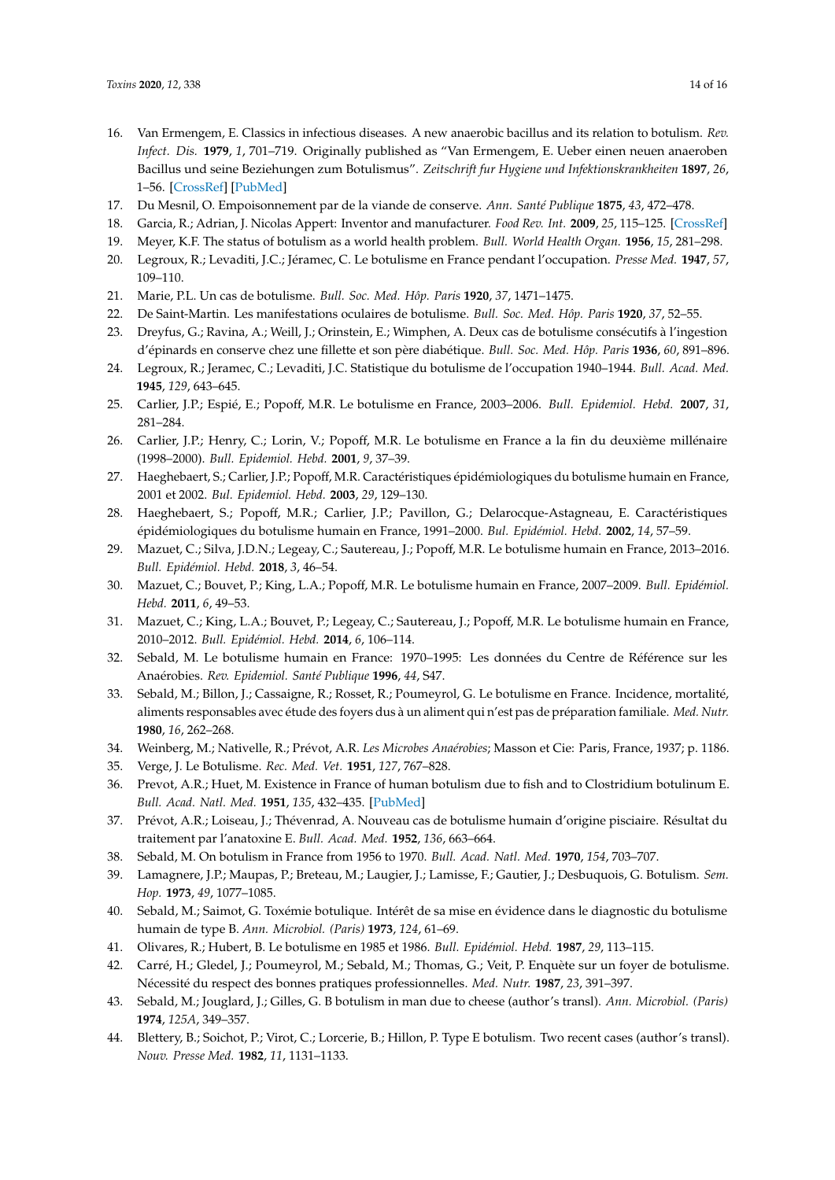16. Van Ermengem, E. Classics in infectious diseases. A new anaerobic bacillus and its relation to botulism. *Rev. Infect. Dis.* **1979**, *1*, 701–719. Originally published as "Van Ermengem, E. Ueber einen neuen anaeroben Bacillus und seine Beziehungen zum Botulismus". *Zeitschrift fur Hygiene und Infektionskrankheiten* **1897**, *26*, 1–56. [CrossRef] [PubMed]
17. Du Mesnil, O. Empoisonnement par de la viande de conserve. *Ann. Santé Publique* **1875**, *43*, 472–478.
18. Garcia, R.; Adrian, J. Nicolas Appert: Inventor and manufacturer. *Food Rev. Int.* **2009**, *25*, 115–125. [CrossRef]
19. Meyer, K.F. The status of botulism as a world health problem. *Bull. World Health Organ.* **1956**, *15*, 281–298.
20. Legroux, R.; Levaditi, J.C.; Jéramec, C. Le botulisme en France pendant l'occupation. *Presse Med.* **1947**, *57*, 109–110.
21. Marie, P.L. Un cas de botulisme. *Bull. Soc. Med. Hôp. Paris* **1920**, *37*, 1471–1475.
22. De Saint-Martin. Les manifestations oculaires de botulisme. *Bull. Soc. Med. Hôp. Paris* **1920**, *37*, 52–55.
23. Dreyfus, G.; Ravina, A.; Weill, J.; Orinstein, E.; Wimphen, A. Deux cas de botulisme consécutifs à l'ingestion d'épinards en conserve chez une fillette et son père diabétique. *Bull. Soc. Med. Hôp. Paris* **1936**, *60*, 891–896.
24. Legroux, R.; Jeramec, C.; Levaditi, J.C. Statistique du botulisme de l'occupation 1940–1944. *Bull. Acad. Med.* **1945**, *129*, 643–645.
25. Carlier, J.P.; Espié, E.; Popoff, M.R. Le botulisme en France, 2003–2006. *Bull. Epidemiol. Hebd.* **2007**, *31*, 281–284.
26. Carlier, J.P.; Henry, C.; Lorin, V.; Popoff, M.R. Le botulisme en France a la fin du deuxième millénaire (1998–2000). *Bull. Epidemiol. Hebd.* **2001**, *9*, 37–39.
27. Haeghebaert, S.; Carlier, J.P.; Popoff, M.R. Caractéristiques épidémiologiques du botulisme humain en France, 2001 et 2002. *Bul. Epidemiol. Hebd.* **2003**, *29*, 129–130.
28. Haeghebaert, S.; Popoff, M.R.; Carlier, J.P.; Pavillon, G.; Delarocque-Astagneau, E. Caractéristiques épidémiologiques du botulisme humain en France, 1991–2000. *Bul. Epidémiol. Hebd.* **2002**, *14*, 57–59.
29. Mazuet, C.; Silva, J.D.N.; Legeay, C.; Sautereau, J.; Popoff, M.R. Le botulisme humain en France, 2013–2016. *Bull. Epidémiol. Hebd.* **2018**, *3*, 46–54.
30. Mazuet, C.; Bouvet, P.; King, L.A.; Popoff, M.R. Le botulisme humain en France, 2007–2009. *Bull. Epidémiol. Hebd.* **2011**, *6*, 49–53.
31. Mazuet, C.; King, L.A.; Bouvet, P.; Legeay, C.; Sautereau, J.; Popoff, M.R. Le botulisme humain en France, 2010–2012. *Bull. Epidémiol. Hebd.* **2014**, *6*, 106–114.
32. Sebald, M. Le botulisme humain en France: 1970–1995: Les données du Centre de Référence sur les Anaérobies. *Rev. Epidemiol. Santé Publique* **1996**, *44*, S47.
33. Sebald, M.; Billon, J.; Cassaigne, R.; Rosset, R.; Poumeyrol, G. Le botulisme en France. Incidence, mortalité, aliments responsables avec étude des foyers dus à un aliment qui n'est pas de préparation familiale. *Med. Nutr.* **1980**, *16*, 262–268.
34. Weinberg, M.; Nativelle, R.; Prévot, A.R. *Les Microbes Anaérobies*; Masson et Cie: Paris, France, 1937; p. 1186.
35. Verge, J. Le Botulisme. *Rec. Med. Vet.* **1951**, *127*, 767–828.
36. Prevot, A.R.; Huet, M. Existence in France of human botulism due to fish and to Clostridium botulinum E. *Bull. Acad. Natl. Med.* **1951**, *135*, 432–435. [PubMed]
37. Prévot, A.R.; Loiseau, J.; Thévenrad, A. Nouveau cas de botulisme humain d'origine pisciaire. Résultat du traitement par l'anatoxine E. *Bull. Acad. Med.* **1952**, *136*, 663–664.
38. Sebald, M. On botulism in France from 1956 to 1970. *Bull. Acad. Natl. Med.* **1970**, *154*, 703–707.
39. Lamagnere, J.P.; Maupas, P.; Breteau, M.; Laugier, J.; Lamisse, F.; Gautier, J.; Desbuquois, G. Botulism. *Sem. Hop.* **1973**, *49*, 1077–1085.
40. Sebald, M.; Saimot, G. Toxémie botulique. Intérêt de sa mise en évidence dans le diagnostic du botulisme humain de type B. *Ann. Microbiol. (Paris)* **1973**, *124*, 61–69.
41. Olivares, R.; Hubert, B. Le botulisme en 1985 et 1986. *Bull. Epidémiol. Hebd.* **1987**, *29*, 113–115.
42. Carré, H.; Gledel, J.; Poumeyrol, M.; Sebald, M.; Thomas, G.; Veit, P. Enquête sur un foyer de botulisme. Nécessité du respect des bonnes pratiques professionnelles. *Med. Nutr.* **1987**, *23*, 391–397.
43. Sebald, M.; Jouglard, J.; Gilles, G. B botulism in man due to cheese (author's transl). *Ann. Microbiol. (Paris)* **1974**, *125A*, 349–357.
44. Blettery, B.; Soichot, P.; Virot, C.; Lorcerie, B.; Hillon, P. Type E botulism. Two recent cases (author's transl). *Nouv. Presse Med.* **1982**, *11*, 1131–1133.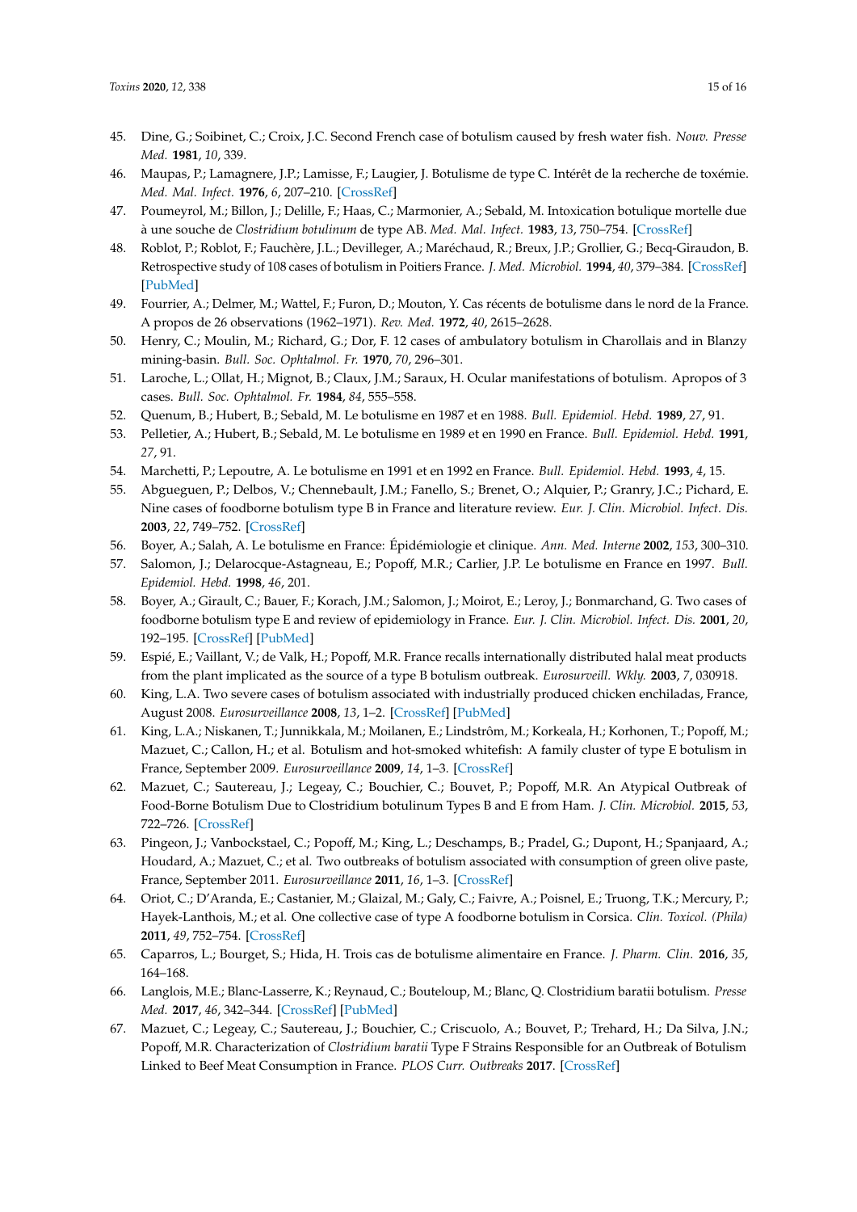45. Dine, G.; Soibinet, C.; Croix, J.C. Second French case of botulism caused by fresh water fish. *Nouv. Presse Med.* **1981**, *10*, 339.
46. Maupas, P.; Lamagnere, J.P.; Lamisse, F.; Laugier, J. Botulisme de type C. Intérêt de la recherche de toxémie. *Med. Mal. Infect.* **1976**, *6*, 207–210. [CrossRef]
47. Poumeyrol, M.; Billon, J.; Delille, F.; Haas, C.; Marmonier, A.; Sebald, M. Intoxication botulique mortelle due à une souche de *Clostridium botulinum* de type AB. *Med. Mal. Infect.* **1983**, *13*, 750–754. [CrossRef]
48. Roblot, P.; Roblot, F.; Fauchère, J.L.; Devilleger, A.; Maréchaud, R.; Breux, J.P.; Grollier, G.; Becq-Giraudon, B. Retrospective study of 108 cases of botulism in Poitiers France. *J. Med. Microbiol.* **1994**, *40*, 379–384. [CrossRef] [PubMed]
49. Fourrier, A.; Delmer, M.; Wattel, F.; Furon, D.; Mouton, Y. Cas récents de botulisme dans le nord de la France. A propos de 26 observations (1962–1971). *Rev. Med.* **1972**, *40*, 2615–2628.
50. Henry, C.; Moulin, M.; Richard, G.; Dor, F. 12 cases of ambulatory botulism in Charollais and in Blanzy mining-basin. *Bull. Soc. Ophtalmol. Fr.* **1970**, *70*, 296–301.
51. Laroche, L.; Ollat, H.; Mignot, B.; Claux, J.M.; Saraux, H. Ocular manifestations of botulism. Apropos of 3 cases. *Bull. Soc. Ophtalmol. Fr.* **1984**, *84*, 555–558.
52. Quenum, B.; Hubert, B.; Sebald, M. Le botulisme en 1987 et en 1988. *Bull. Epidemiol. Hebd.* **1989**, *27*, 91.
53. Pelletier, A.; Hubert, B.; Sebald, M. Le botulisme en 1989 et en 1990 en France. *Bull. Epidemiol. Hebd.* **1991**, *27*, 91.
54. Marchetti, P.; Lepoutre, A. Le botulisme en 1991 et en 1992 en France. *Bull. Epidemiol. Hebd.* **1993**, *4*, 15.
55. Abgueguen, P.; Delbos, V.; Chennebault, J.M.; Fanello, S.; Brenet, O.; Alquier, P.; Granry, J.C.; Pichard, E. Nine cases of foodborne botulism type B in France and literature review. *Eur. J. Clin. Microbiol. Infect. Dis.* **2003**, *22*, 749–752. [CrossRef]
56. Boyer, A.; Salah, A. Le botulisme en France: Épidémiologie et clinique. *Ann. Med. Interne* **2002**, *153*, 300–310.
57. Salomon, J.; Delarocque-Astagneau, E.; Popoff, M.R.; Carlier, J.P. Le botulisme en France en 1997. *Bull. Epidemiol. Hebd.* **1998**, *46*, 201.
58. Boyer, A.; Girault, C.; Bauer, F.; Korach, J.M.; Salomon, J.; Moirot, E.; Leroy, J.; Bonmarchand, G. Two cases of foodborne botulism type E and review of epidemiology in France. *Eur. J. Clin. Microbiol. Infect. Dis.* **2001**, *20*, 192–195. [CrossRef] [PubMed]
59. Espié, E.; Vaillant, V.; de Valk, H.; Popoff, M.R. France recalls internationally distributed halal meat products from the plant implicated as the source of a type B botulism outbreak. *Eurosurveill. Wkly.* **2003**, *7*, 030918.
60. King, L.A. Two severe cases of botulism associated with industrially produced chicken enchiladas, France, August 2008. *Eurosurveillance* **2008**, *13*, 1–2. [CrossRef] [PubMed]
61. King, L.A.; Niskanen, T.; Junnikkala, M.; Moilanen, E.; Lindström, M.; Korkeala, H.; Korhonen, T.; Popoff, M.; Mazuet, C.; Callon, H.; et al. Botulism and hot-smoked whitefish: A family cluster of type E botulism in France, September 2009. *Eurosurveillance* **2009**, *14*, 1–3. [CrossRef]
62. Mazuet, C.; Sautereau, J.; Legeay, C.; Bouchier, C.; Bouvet, P.; Popoff, M.R. An Atypical Outbreak of Food-Borne Botulism Due to Clostridium botulinum Types B and E from Ham. *J. Clin. Microbiol.* **2015**, *53*, 722–726. [CrossRef]
63. Pingeon, J.; Vanbockstael, C.; Popoff, M.; King, L.; Deschamps, B.; Pradel, G.; Dupont, H.; Spanjaard, A.; Houdard, A.; Mazuet, C.; et al. Two outbreaks of botulism associated with consumption of green olive paste, France, September 2011. *Eurosurveillance* **2011**, *16*, 1–3. [CrossRef]
64. Oriot, C.; D'Aranda, E.; Castanier, M.; Glaizal, M.; Galy, C.; Faivre, A.; Poisnel, E.; Truong, T.K.; Mercury, P.; Hayek-Lanthois, M.; et al. One collective case of type A foodborne botulism in Corsica. *Clin. Toxicol. (Phila)* **2011**, *49*, 752–754. [CrossRef]
65. Caparros, L.; Bourget, S.; Hida, H. Trois cas de botulisme alimentaire en France. *J. Pharm. Clin.* **2016**, *35*, 164–168.
66. Langlois, M.E.; Blanc-Lasserre, K.; Reynaud, C.; Bouteloup, M.; Blanc, Q. Clostridium baratii botulism. *Presse Med.* **2017**, *46*, 342–344. [CrossRef] [PubMed]
67. Mazuet, C.; Legeay, C.; Sautereau, J.; Bouchier, C.; Criscuolo, A.; Bouvet, P.; Trehard, H.; Da Silva, J.N.; Popoff, M.R. Characterization of *Clostridium baratii* Type F Strains Responsible for an Outbreak of Botulism Linked to Beef Meat Consumption in France. *PLOS Curr. Outbreaks* **2017**. [CrossRef]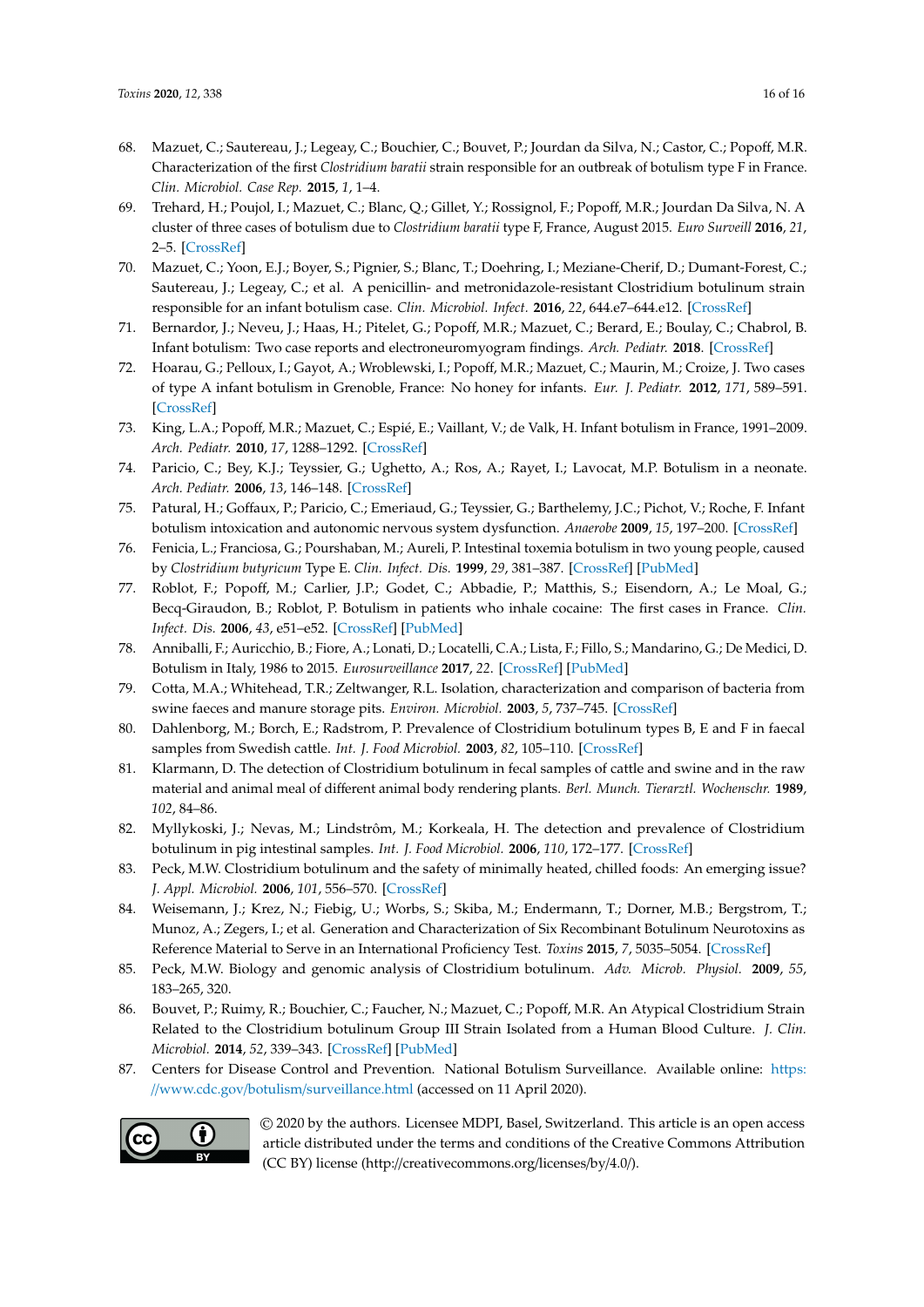68. Mazuet, C.; Sautereau, J.; Legeay, C.; Bouchier, C.; Bouvet, P.; Jourdan da Silva, N.; Castor, C.; Popoff, M.R. Characterization of the first *Clostridium baratii* strain responsible for an outbreak of botulism type F in France. *Clin. Microbiol. Case Rep.* **2015**, *1*, 1–4.
69. Trehard, H.; Poujol, I.; Mazuet, C.; Blanc, Q.; Gillet, Y.; Rossignol, F.; Popoff, M.R.; Jourdan Da Silva, N. A cluster of three cases of botulism due to *Clostridium baratii* type F, France, August 2015. *Euro Surveill* **2016**, *21*, 2–5. [CrossRef]
70. Mazuet, C.; Yoon, E.J.; Boyer, S.; Pignier, S.; Blanc, T.; Doehring, I.; Meziane-Cherif, D.; Dumant-Forest, C.; Sautereau, J.; Legeay, C.; et al. A penicillin- and metronidazole-resistant Clostridium botulinum strain responsible for an infant botulism case. *Clin. Microbiol. Infect.* **2016**, *22*, 644.e7–644.e12. [CrossRef]
71. Bernardor, J.; Neveu, J.; Haas, H.; Pitelet, G.; Popoff, M.R.; Mazuet, C.; Berard, E.; Boulay, C.; Chabrol, B. Infant botulism: Two case reports and electroneuromyogram findings. *Arch. Pediatr.* **2018**. [CrossRef]
72. Hoarau, G.; Pelloux, I.; Gayot, A.; Wroblewski, I.; Popoff, M.R.; Mazuet, C.; Maurin, M.; Croize, J. Two cases of type A infant botulism in Grenoble, France: No honey for infants. *Eur. J. Pediatr.* **2012**, *171*, 589–591. [CrossRef]
73. King, L.A.; Popoff, M.R.; Mazuet, C.; Espié, E.; Vaillant, V.; de Valk, H. Infant botulism in France, 1991–2009. *Arch. Pediatr.* **2010**, *17*, 1288–1292. [CrossRef]
74. Paricio, C.; Bey, K.J.; Teyssier, G.; Ughetto, A.; Ros, A.; Rayet, I.; Lavocat, M.P. Botulism in a neonate. *Arch. Pediatr.* **2006**, *13*, 146–148. [CrossRef]
75. Patural, H.; Goffaux, P.; Paricio, C.; Emeriaud, G.; Teyssier, G.; Barthelemy, J.C.; Pichot, V.; Roche, F. Infant botulism intoxication and autonomic nervous system dysfunction. *Anaerobe* **2009**, *15*, 197–200. [CrossRef]
76. Fenicia, L.; Franciosa, G.; Pourshaban, M.; Aureli, P. Intestinal toxemia botulism in two young people, caused by *Clostridium butyricum* Type E. *Clin. Infect. Dis.* **1999**, *29*, 381–387. [CrossRef] [PubMed]
77. Roblot, F.; Popoff, M.; Carlier, J.P.; Godet, C.; Abbadie, P.; Matthis, S.; Eisendorn, A.; Le Moal, G.; Becq-Giraudon, B.; Roblot, P. Botulism in patients who inhale cocaine: The first cases in France. *Clin. Infect. Dis.* **2006**, *43*, e51–e52. [CrossRef] [PubMed]
78. Anniballi, F.; Auricchio, B.; Fiore, A.; Lonati, D.; Locatelli, C.A.; Lista, F.; Fillo, S.; Mandarino, G.; De Medici, D. Botulism in Italy, 1986 to 2015. *Eurosurveillance* **2017**, *22*. [CrossRef] [PubMed]
79. Cotta, M.A.; Whitehead, T.R.; Zeltwanger, R.L. Isolation, characterization and comparison of bacteria from swine faeces and manure storage pits. *Environ. Microbiol.* **2003**, *5*, 737–745. [CrossRef]
80. Dahlenborg, M.; Borch, E.; Radstrom, P. Prevalence of Clostridium botulinum types B, E and F in faecal samples from Swedish cattle. *Int. J. Food Microbiol.* **2003**, *82*, 105–110. [CrossRef]
81. Klarmann, D. The detection of Clostridium botulinum in fecal samples of cattle and swine and in the raw material and animal meal of different animal body rendering plants. *Berl. Munch. Tierarztl. Wochenschr.* **1989**, *102*, 84–86.
82. Myllykoski, J.; Nevas, M.; Lindstrôm, M.; Korkeala, H. The detection and prevalence of Clostridium botulinum in pig intestinal samples. *Int. J. Food Microbiol.* **2006**, *110*, 172–177. [CrossRef]
83. Peck, M.W. Clostridium botulinum and the safety of minimally heated, chilled foods: An emerging issue? *J. Appl. Microbiol.* **2006**, *101*, 556–570. [CrossRef]
84. Weisemann, J.; Krez, N.; Fiebig, U.; Worbs, S.; Skiba, M.; Endermann, T.; Dorner, M.B.; Bergstrom, T.; Munoz, A.; Zegers, I.; et al. Generation and Characterization of Six Recombinant Botulinum Neurotoxins as Reference Material to Serve in an International Proficiency Test. *Toxins* **2015**, *7*, 5035–5054. [CrossRef]
85. Peck, M.W. Biology and genomic analysis of Clostridium botulinum. *Adv. Microb. Physiol.* **2009**, *55*, 183–265, 320.
86. Bouvet, P.; Ruimy, R.; Bouchier, C.; Faucher, N.; Mazuet, C.; Popoff, M.R. An Atypical Clostridium Strain Related to the Clostridium botulinum Group III Strain Isolated from a Human Blood Culture. *J. Clin. Microbiol.* **2014**, *52*, 339–343. [CrossRef] [PubMed]
87. Centers for Disease Control and Prevention. National Botulism Surveillance. Available online: https://www.cdc.gov/botulism/surveillance.html (accessed on 11 April 2020).

© 2020 by the authors. Licensee MDPI, Basel, Switzerland. This article is an open access article distributed under the terms and conditions of the Creative Commons Attribution (CC BY) license (http://creativecommons.org/licenses/by/4.0/).